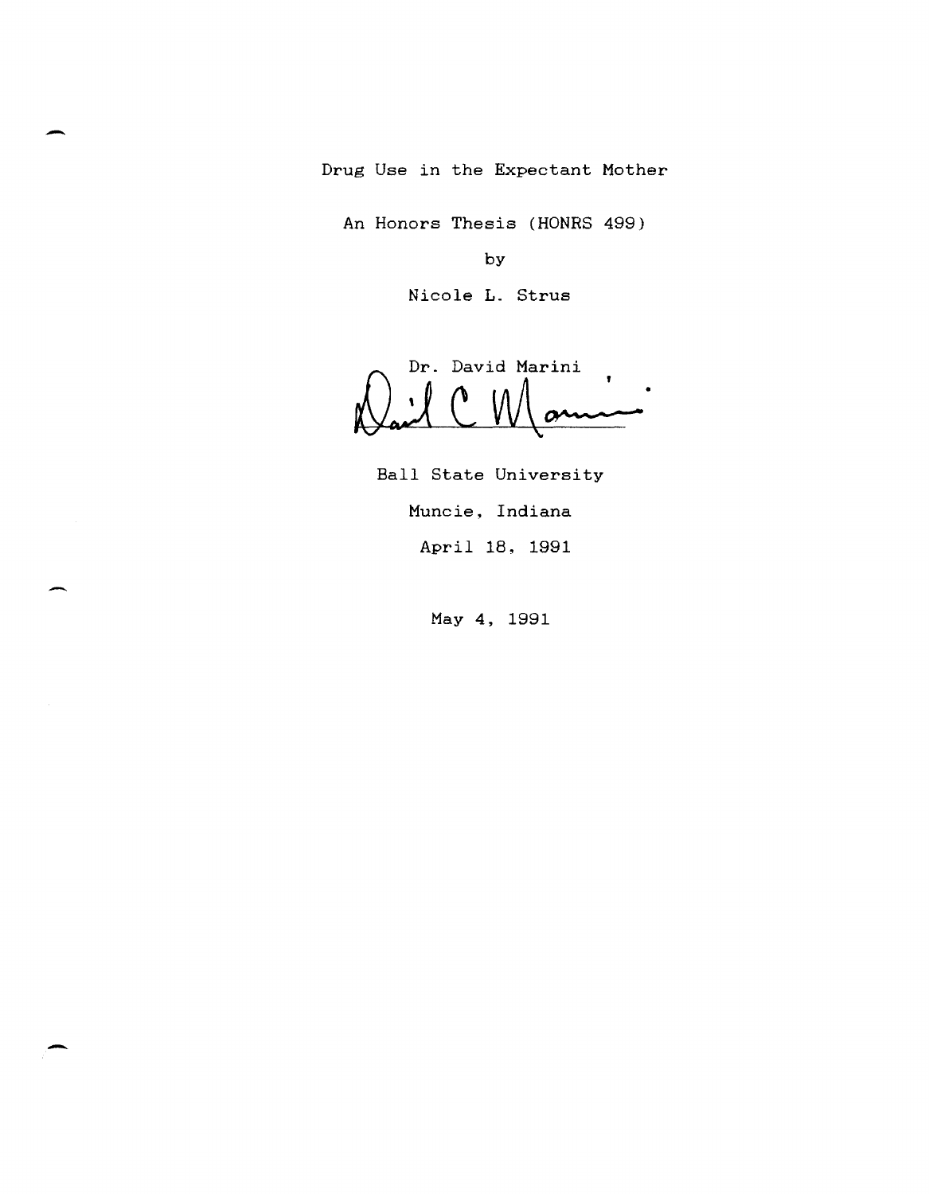# Drug Use in the Expectant Mother

An Honors Thesis (HONRS 499)

by

Nicole L. Strus

Dr. David Marini

Ball State University

Muncie, Indiana

April 18, 1991

May 4, 1991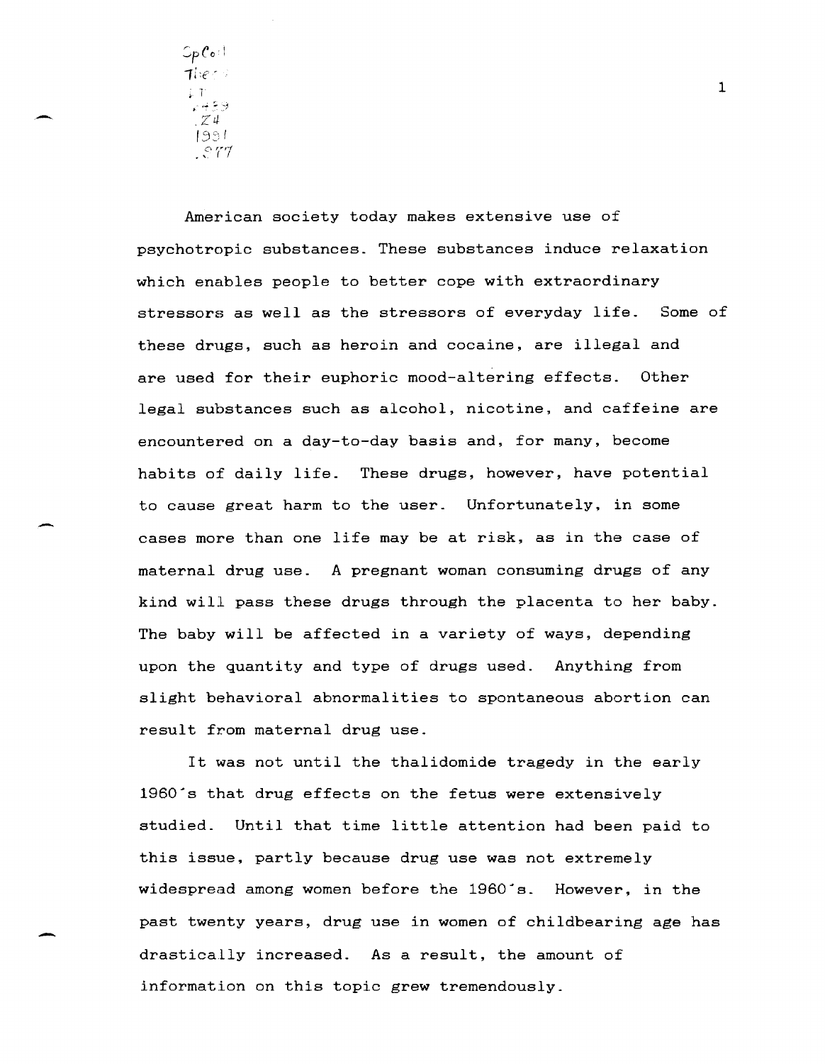American society today makes extensive use of psychotropic substances. These substances induce relaxation which enables people to better cope with extraordinary stressors as well as the stressors of everyday life. Some of these drugs, such as heroin and cocaine, are illegal and are used for their euphoric mood-altering effects. Other legal substances such as alcohol, nicotine, and caffeine are encountered on a day-to-day basis and, for many, become habits of daily life. These drugs, however, have potential to cause great harm to the user. Unfortunately, in some cases more than one life may be at risk, as in the case of maternal drug use. A pregnant woman consuming drugs of any kind will pass these drugs through the placenta to her baby. The baby will be affected in a variety of ways, depending upon the quantity and type of drugs used. Anything from slight behavioral abnormalities to spontaneous abortion can result from maternal drug use.

It was not until the thalidomide tragedy in the early 1960's that drug effects on the fetus were extensively studied. Until that time little attention had been paid to this issue, partly because drug use was not extremely widespread among women before the 1960's. However, in the past twenty years, drug use in women of childbearing age has drastically increased. As a result, the amount of information on this topic grew tremendously.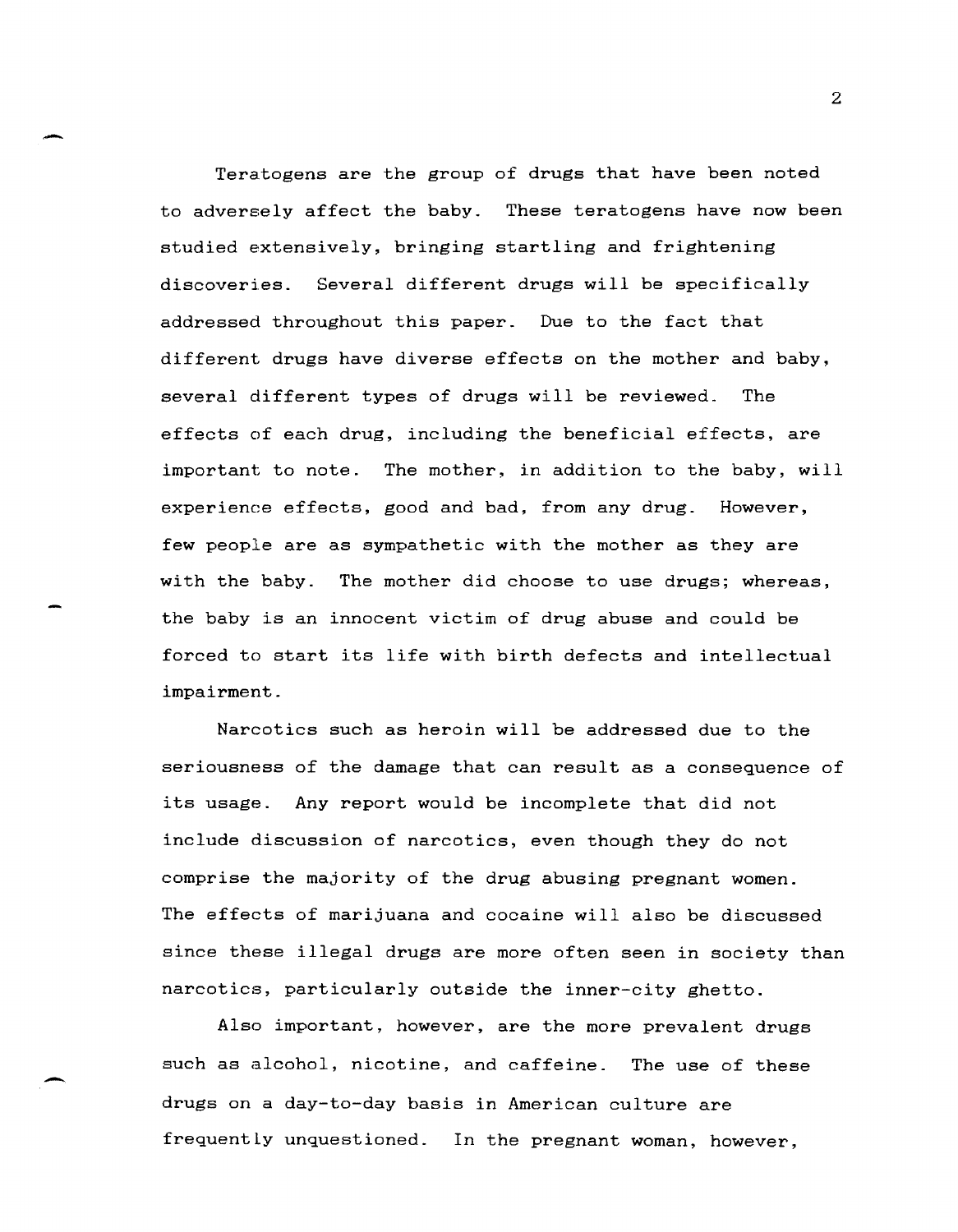Teratogens are the group of drugs that have been noted to adversely affect the baby. These teratogens have now been studied extensively, bringing startling and frightening discoveries. Several different drugs will be specifically addressed throughout this paper. Due to the fact that different drugs have diverse effects on the mother and baby, several different types of drugs will be reviewed. The effects of each drug, including the beneficial effects, are important to note. The mother, in addition to the baby, will experience effects, good and bad, from any drug. However, few people are as sympathetic with the mother as they are with the baby. The mother did choose to use drugs; whereas, the baby is an innocent victim of drug abuse and could be forced to start its life with birth defects and intellectual impairment.

Narcotics such as heroin will be addressed due to the seriousness of the damage that can result as a consequence of its usage. Any report would be incomplete that did not include discussion of narcotics, even though they do not comprise the majority of the drug abusing pregnant women. The effects of marijuana and cocaine will also be discussed since these illegal drugs are more often seen in society than narcotics, particularly outside the inner-city ghetto.

Also important, however, are the more prevalent drugs such as alcohol, nicotine, and caffeine. The use of these drugs on a day-to-day basis in American culture are frequently unquestioned. In the pregnant woman, however,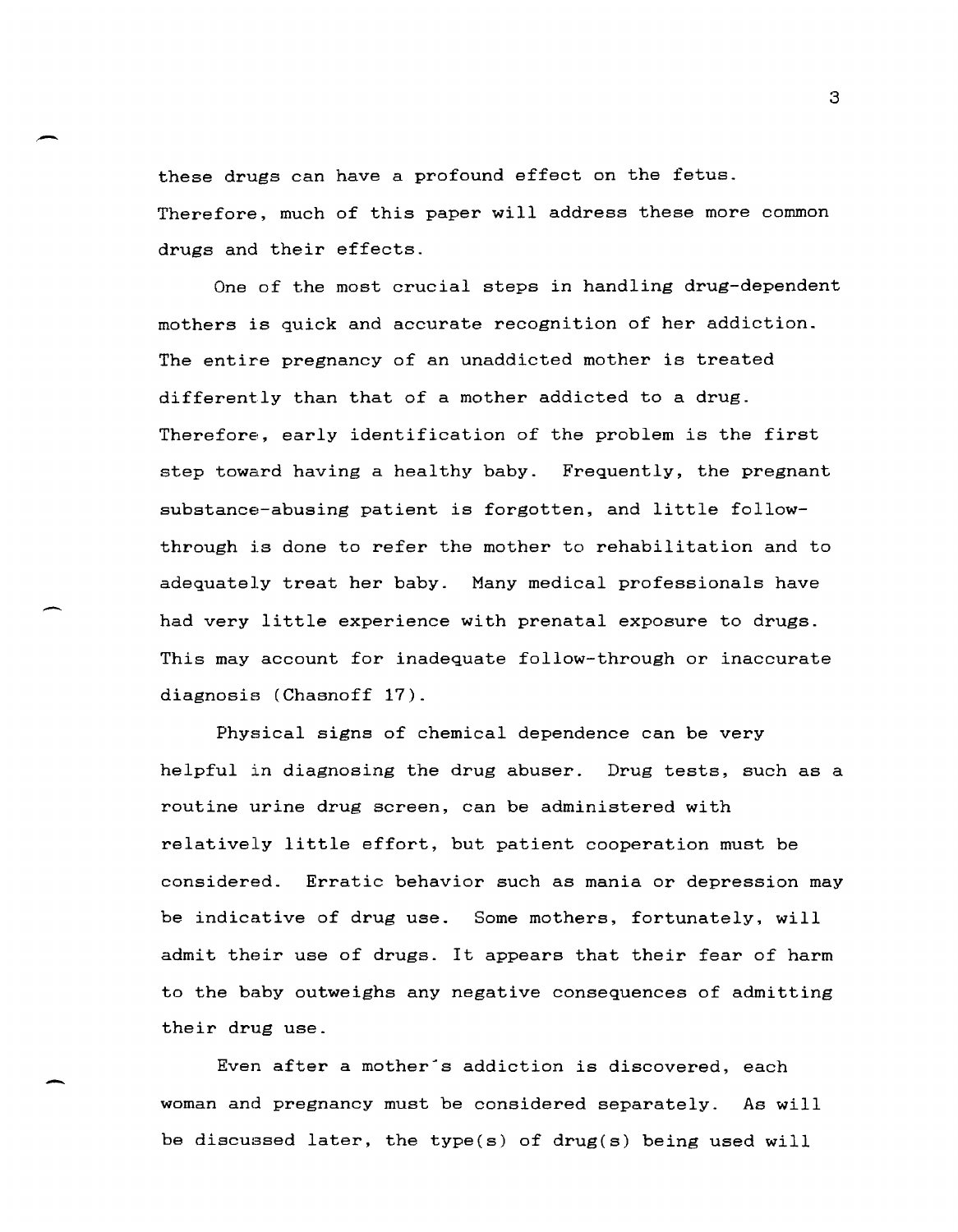these drugs can have a profound effect on the fetus. Therefore, much of this paper will address these more common drugs and their effects.

One of the most crucial steps in handling drug-dependent mothers is quick and accurate recognition of her addiction. The entire pregnancy of an unaddicted mother is treated differently than that of a mother addicted to a drug. Therefore, early identification of the problem is the first step toward having a healthy baby. Frequently, the pregnant substance-abusing patient is forgotten, and little follow-through is done to refer the mother to rehabilitation and to adequately treat her baby. Many medical professionals have had very little experience with prenatal exposure to drugs. This may account for inadequate follow-through or inaccurate diagnosis (Chasnoff 17).

Physical signs of chemical dependence can be very helpful in diagnosing the drug abuser. Drug tests, such as a routine urine drug screen, can be administered with relatively little effort, but patient cooperation must be considered. Erratic behavior such as mania or depression may be indicative of drug use. Some mothers, fortunately, will admit their use of drugs. It appears that their fear of harm to the baby outweighs any negative consequences of admitting their drug use.

Even after a mother's addiction is discovered, each woman and pregnancy must be considered separately. As will be discussed later, the type(s) of drug(s) being used will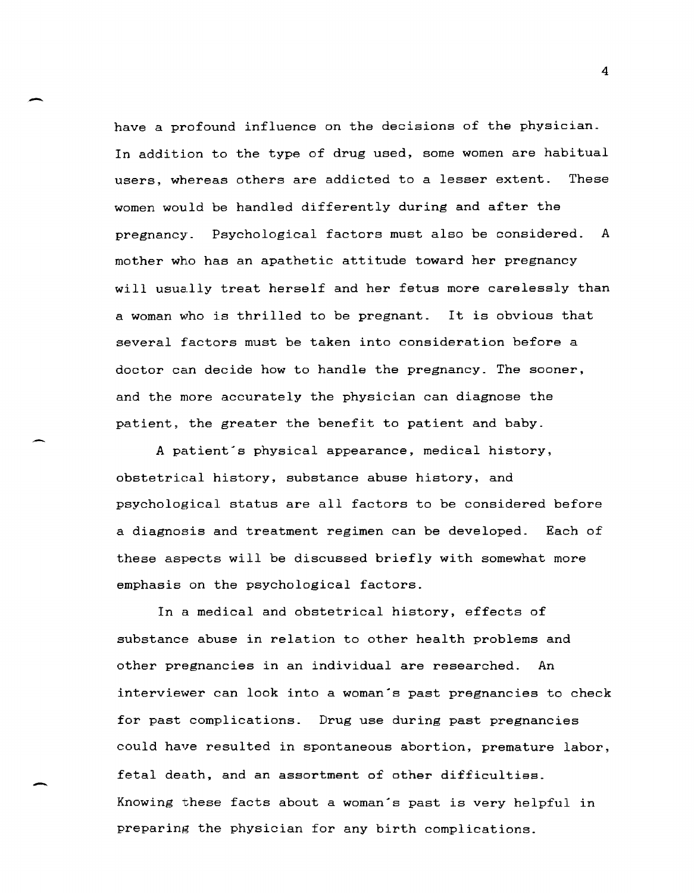have a profound influence on the decisions of the physician. In addition to the type of drug used, some women are habitual users, whereas others are addicted to a lesser extent. These women would be handled differently during and after the pregnancy. Psychological factors must also be considered. A mother who has an apathetic attitude toward her pregnancy will usually treat herself and her fetus more carelessly than a woman who is thrilled to be pregnant. It is obvious that several factors must be taken into consideration before a doctor can decide how to handle the pregnancy. The sooner, and the more accurately the physician can diagnose the patient, the greater the benefit to patient and baby.

A patient's physical appearance, medical history, obstetrical history, substance abuse history, and psychological status are all factors to be considered before a diagnosis and treatment regimen can be developed. Each of these aspects will be discussed briefly with somewhat more emphasis on the psychological factors.

In a medical and obstetrical history, effects of substance abuse in relation to other health problems and other pregnancies in an individual are researched. An interviewer can look into a woman's past pregnancies to check for past complications. Drug use during past pregnancies could have resulted in spontaneous abortion, premature labor, fetal death, and an assortment of other difficulties. Knowing these facts about a woman's past is very helpful in preparing the physician for any birth complications.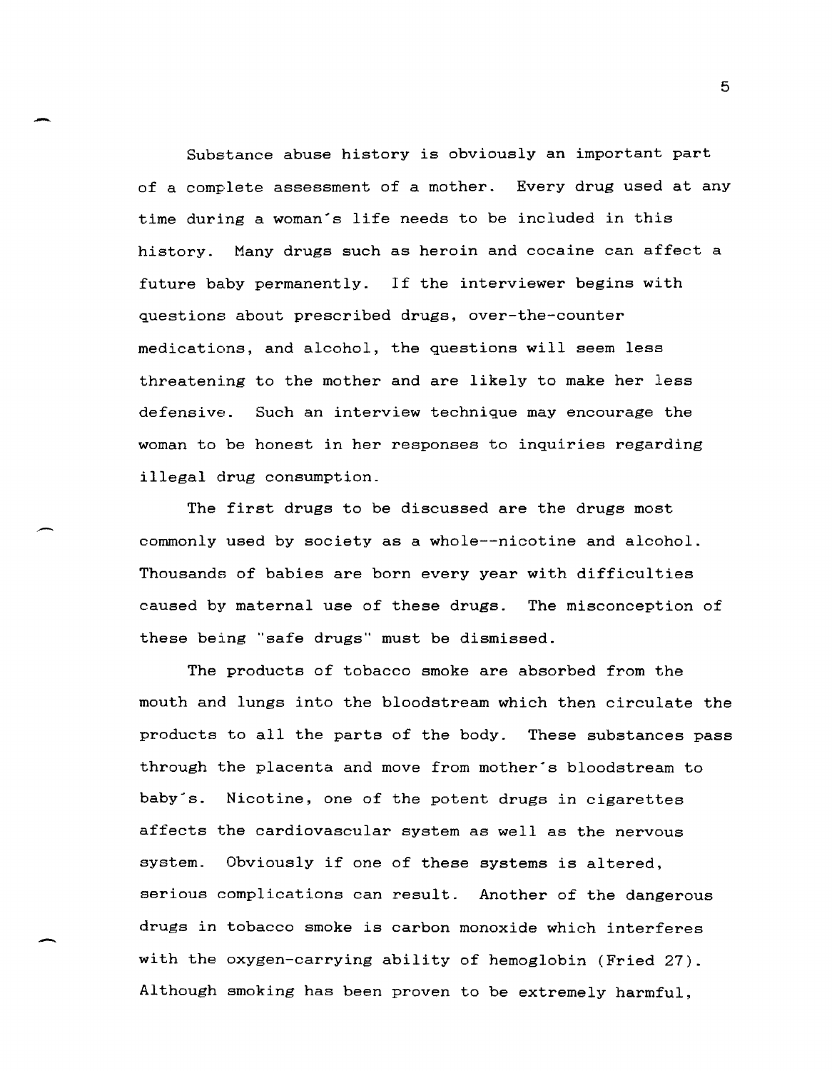Substance abuse history is obviously an important part of a complete assessment of a mother. Every drug used at any time during a woman's life needs to be included in this history. Many drugs such as heroin and cocaine can affect a future baby permanently. If the interviewer begins with questions about prescribed drugs, over-the-counter medications, and alcohol, the questions will seem less threatening to the mother and are likely to make her less defensive. Such an interview technique may encourage the woman to be honest in her responses to inquiries regarding illegal drug consumption.

The first drugs to be discussed are the drugs most commonly used by society as a whole--nicotine and alcohol. Thousands of babies are born every year with difficulties caused by maternal use of these drugs. The misconception of these being "safe drugs" must be dismissed.

The products of tobacco smoke are absorbed from the mouth and lungs into the bloodstream which then circulate the products to all the parts of the body. These substances pass through the placenta and move from mother's bloodstream to baby's. Nicotine, one of the potent drugs in cigarettes affects the cardiovascular system as well as the nervous system. Obviously if one of these systems is altered, serious complications can result. Another of the dangerous drugs in tobacco smoke is carbon monoxide which interferes with the oxygen-carrying ability of hemoglobin (Fried 27). Although smoking has been proven to be extremely harmful,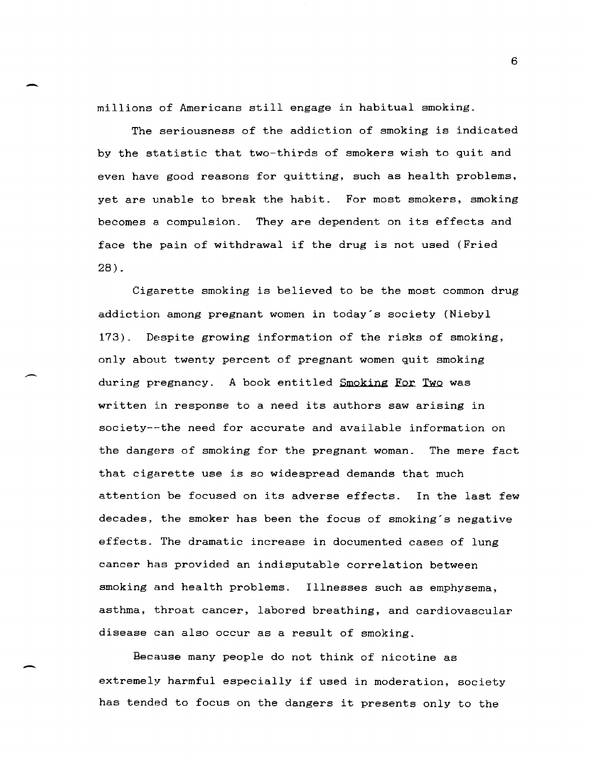millions of Americans still engage in habitual smoking.

The seriousness of the addiction of smoking is indicated by the statistic that two-thirds of smokers wish to quit and even have good reasons for quitting, such as health problems, yet are unable to break the habit. For most smokers, smoking becomes a compulsion. They are dependent on its effects and face the pain of withdrawal if the drug is not used (Fried 28).

Cigarette smoking is believed to be the most common drug addiction among pregnant women in today's society (Niebyl 173). Despite growing information of the risks of smoking, only about twenty percent of pregnant women quit smoking during pregnancy. A book entitled Smoking For Two was written in response to a need its authors saw arising in society--the need for accurate and available information on the dangers of smoking for the pregnant woman. The mere fact that cigarette use is so widespread demands that much attention be focused on its adverse effects. In the last few decades, the smoker has been the focus of smoking's negative effects. The dramatic increase in documented cases of lung cancer has provided an indisputable correlation between smoking and health problems. Illnesses such as emphysema, asthma, throat cancer, labored breathing, and cardiovascular disease can also occur as a result of smoking.

Because many people do not think of nicotine as extremely harmful especially if used in moderation, society has tended to focus on the dangers it presents only to the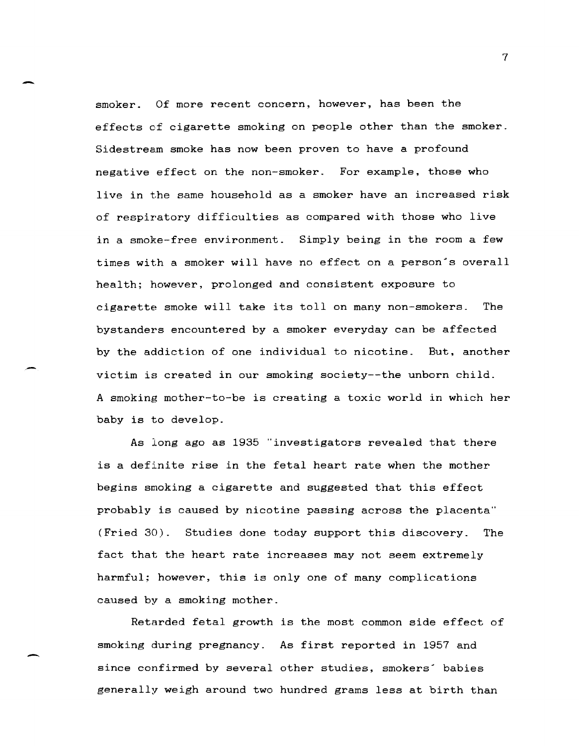smoker. Of more recent concern, however, has been the effects of cigarette smoking on people other than the smoker. Sidestream smoke has now been proven to have a profound negative effect on the non-smoker. For example, those who live in the same household as a smoker have an increased risk of respiratory difficulties as compared with those who live in a smoke-free environment. Simply being in the room a few times with a smoker will have no effect on a person's overall health; however, prolonged and consistent exposure to cigarette smoke will take its toll on many non-smokers. The bystanders encountered by a smoker everyday can be affected by the addiction of one individual to nicotine. But, another victim is created in our smoking society--the unborn child. A smoking mother-to-be is creating a toxic world in which her baby is to develop.

As long ago as 1935 "investigators revealed that there is a definite rise in the fetal heart rate when the mother begins smoking a cigarette and suggested that this effect probably is caused by nicotine passing across the placenta" (Fried 30). Studies done today support this discovery. The fact that the heart rate increases may not seem extremely harmful; however, this is only one of many complications caused by a smoking mother.

Retarded fetal growth is the most common side effect of smoking during pregnancy. As first reported in 1957 and since confirmed by several other studies, smokers' babies generally weigh around two hundred grams less at birth than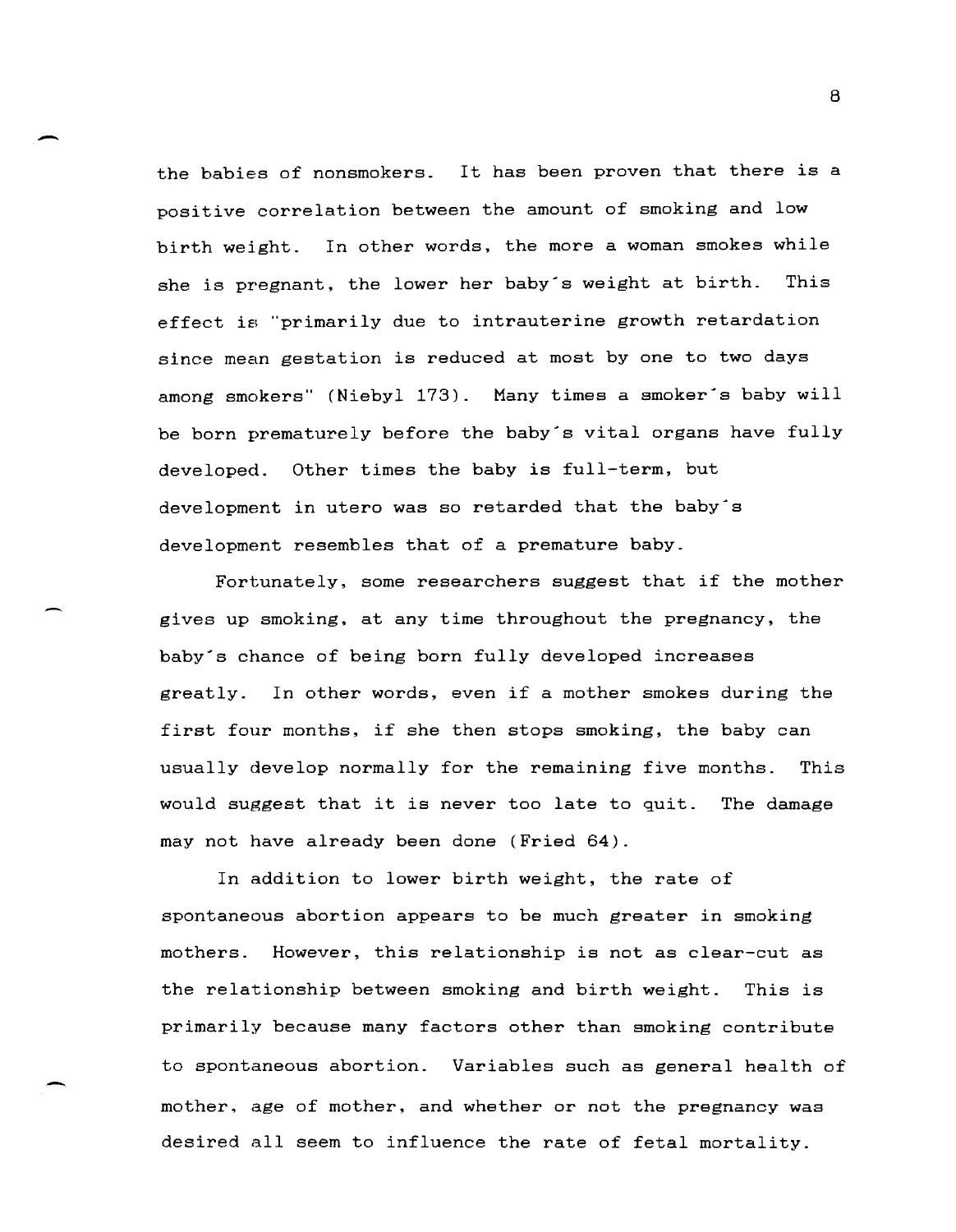the babies of nonsmokers. It has been proven that there is a positive correlation between the amount of smoking and low birth weight. In other words, the more a woman smokes while she is pregnant, the lower her baby's weight at birth. This effect is "primarily due to intrauterine growth retardation since mean gestation is reduced at most by one to two days among smokers" (Niebyl 173). Many times a smoker's baby will be born prematurely before the baby's vital organs have fully developed. Other times the baby is full-term, but development in utero was so retarded that the baby's development resembles that of a premature baby.

Fortunately, some researchers suggest that if the mother gives up smoking, at any time throughout the pregnancy, the baby's chance of being born fully developed increases greatly. In other words, even if a mother smokes during the first four months, if she then stops smoking, the baby can usually develop normally for the remaining five months. This would suggest that it is never too late to quit. The damage may not have already been done (Fried 64).

In addition to lower birth weight, the rate of spontaneous abortion appears to be much greater in smoking mothers. However, this relationship is not as clear-cut as the relationship between smoking and birth weight. This is primarily because many factors other than smoking contribute to spontaneous abortion. Variables such as general health of mother, age of mother, and whether or not the pregnancy was desired all seem to influence the rate of fetal mortality.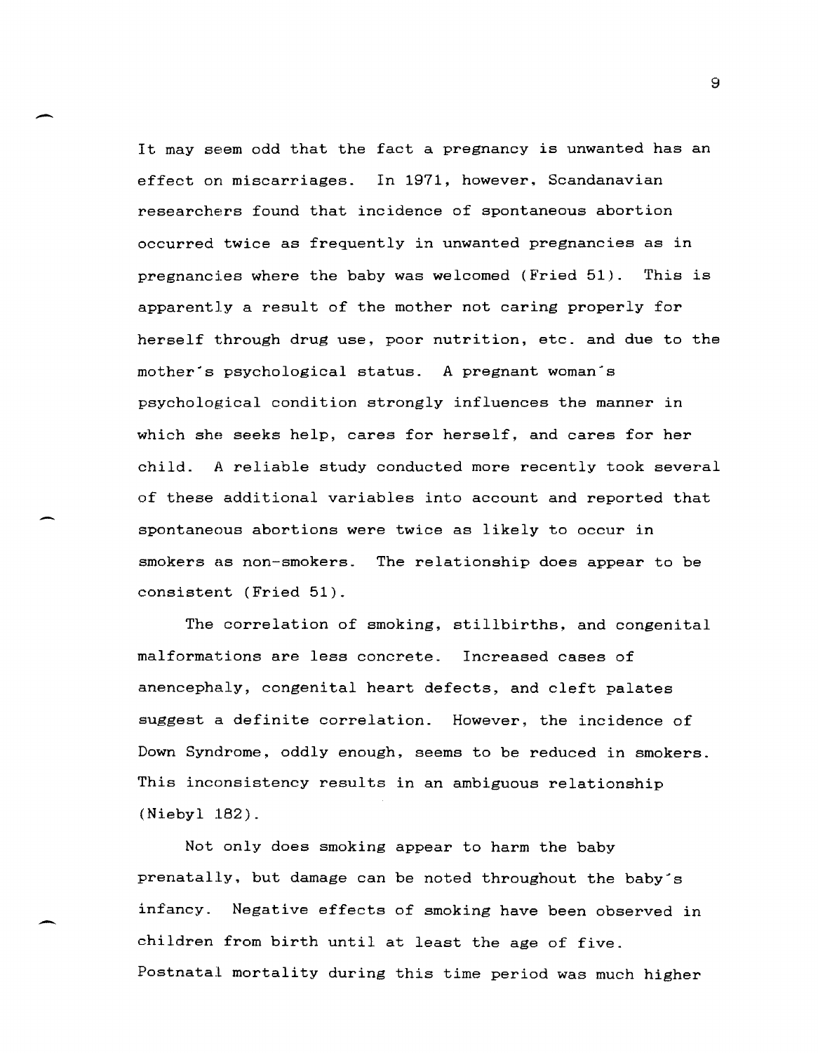It may seem odd that the fact a pregnancy is unwanted has an effect on miscarriages. In 1971, however, Scandanavian researchers found that incidence of spontaneous abortion occurred twice as frequently in unwanted pregnancies as in pregnancies where the baby was welcomed (Fried 51). This is apparently a result of the mother not caring properly for herself through drug use, poor nutrition, etc. and due to the mother's psychological status. A pregnant woman's psychological condition strongly influences the manner in which she seeks help, cares for herself, and cares for her child. A reliable study conducted more recently took several of these additional variables into account and reported that spontaneous abortions were twice as likely to occur in smokers as non-smokers. The relationship does appear to be consistent (Fried 51).

The correlation of smoking, stillbirths, and congenital malformations are less concrete. Increased cases of anencephaly, congenital heart defects, and cleft palates suggest a definite correlation. However, the incidence of Down Syndrome, oddly enough, seems to be reduced in smokers. This inconsistency results in an ambiguous relationship (Niebyl 182).

Not only does smoking appear to harm the baby prenatally, but damage can be noted throughout the baby's infancy. Negative effects of smoking have been observed in children from birth until at least the age of five. Postnatal mortality during this time period was much higher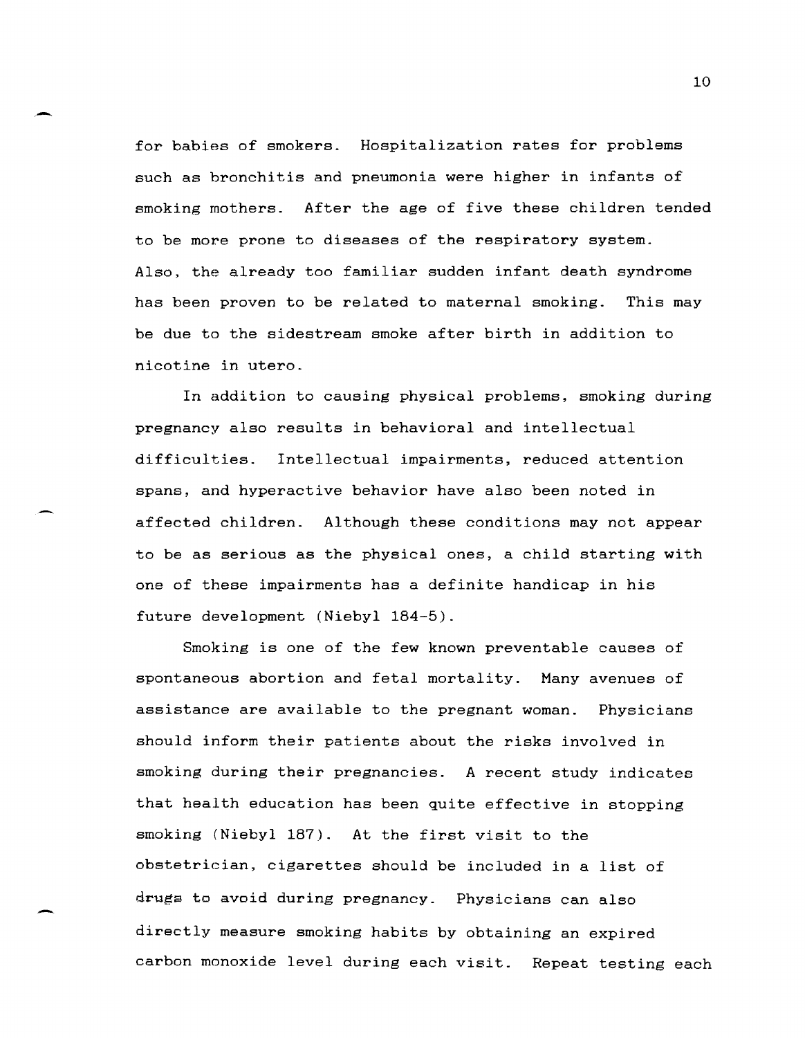for babies of smokers. Hospitalization rates for problems such as bronchitis and pneumonia were higher in infants of smoking mothers. After the age of five these children tended to be more prone to diseases of the respiratory system. Also, the already too familiar sudden infant death syndrome has been proven to be related to maternal smoking. This may be due to the sidestream smoke after birth in addition to nicotine in utero.

In addition to causing physical problems, smoking during pregnancy also results in behavioral and intellectual difficulties. Intellectual impairments, reduced attention spans, and hyperactive behavior have also been noted in affected children. Although these conditions may not appear to be as serious as the physical ones, a child starting with one of these impairments has a definite handicap in his future development (Niebyl 184-5).

Smoking is one of the few known preventable causes of spontaneous abortion and fetal mortality. Many avenues of assistance are available to the pregnant woman. Physicians should inform their patients about the risks involved in smoking during their pregnancies. A recent study indicates that health education has been quite effective in stopping smoking (Niebyl 187). At the first visit to the obstetrician, cigarettes should be included in a list of drugs to avoid during pregnancy. Physicians can also directly measure smoking habits by obtaining an expired carbon monoxide level during each visit. Repeat testing each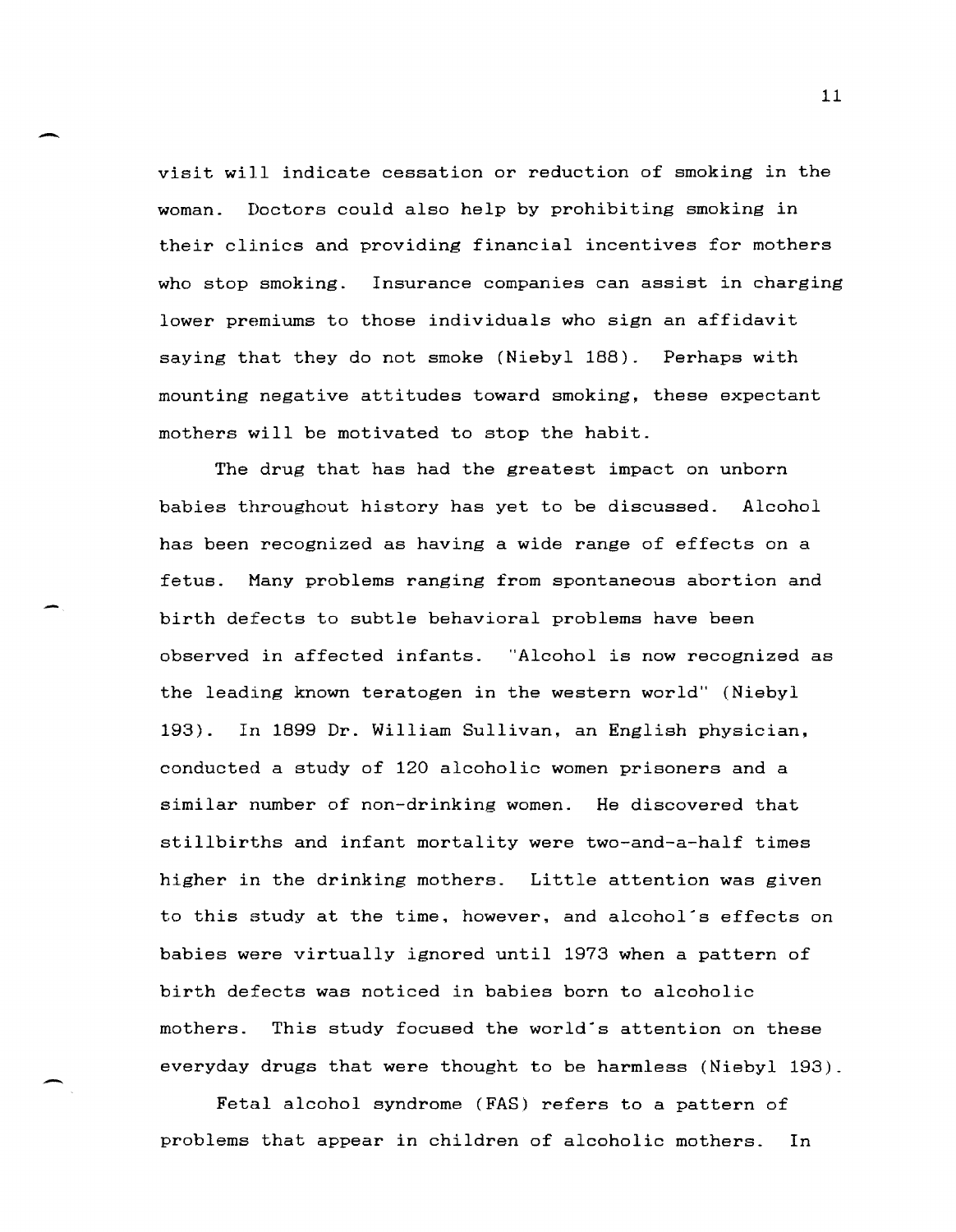visit will indicate cessation or reduction of smoking in the woman. Doctors could also help by prohibiting smoking in their clinics and providing financial incentives for mothers who stop smoking. Insurance companies can assist in charging lower premiums to those individuals who sign an affidavit saying that they do not smoke (Niebyl 188). Perhaps with mounting negative attitudes toward smoking, these expectant mothers will be motivated to stop the habit.

The drug that has had the greatest impact on unborn babies throughout history has yet to be discussed. Alcohol has been recognized as having a wide range of effects on a fetus. Many problems ranging from spontaneous abortion and birth defects to subtle behavioral problems have been observed in affected infants. "Alcohol is now recognized as the leading known teratogen in the western world" (Niebyl 193). In 1899 Dr. William Sullivan, an English physician, conducted a study of 120 alcoholic women prisoners and a similar number of non-drinking women. He discovered that stillbirths and infant mortality were two-and-a-half times higher in the drinking mothers. Little attention was given to this study at the time, however, and alcohol's effects on babies were virtually ignored until 1973 when a pattern of birth defects was noticed in babies born to alcoholic mothers. This study focused the world's attention on these everyday drugs that were thought to be harmless (Niebyl 193).

Fetal alcohol syndrome (FAS) refers to a pattern of problems that appear in children of alcoholic mothers. In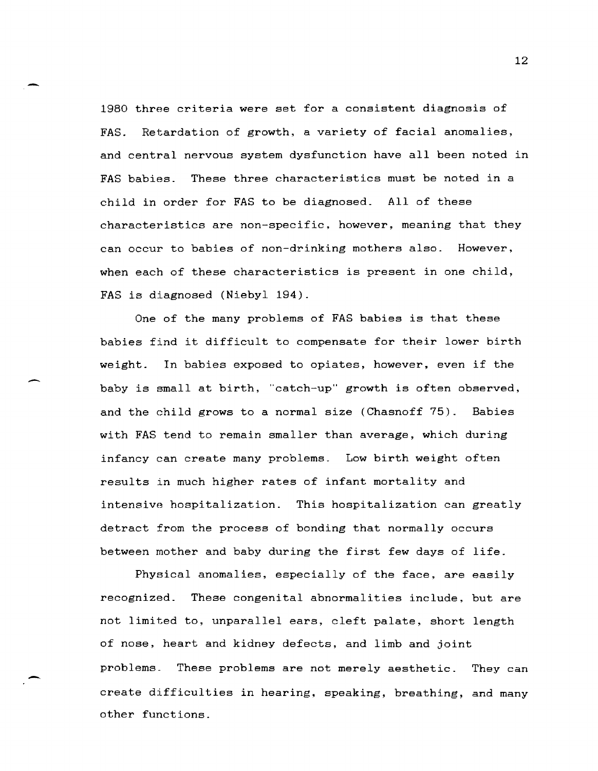1980 three criteria were set for a consistent diagnosis of FAS. Retardation of growth, a variety of facial anomalies, and central nervous system dysfunction have all been noted in FAS babies. These three characteristics must be noted in a child in order for FAS to be diagnosed. All of these characteristics are non-specific, however, meaning that they can occur to babies of non-drinking mothers also. However, when each of these characteristics is present in one child, FAS is diagnosed (Niebyl 194).

One of the many problems of FAS babies is that these babies find it difficult to compensate for their lower birth weight. In babies exposed to opiates, however, even if the baby is small at birth, "catch-up" growth is often observed, and the child grows to a normal size (Chasnoff 75). Babies with FAS tend to remain smaller than average, which during infancy can create many problems. Low birth weight often results in much higher rates of infant mortality and intensive hospitalization. This hospitalization can greatly detract from the process of bonding that normally occurs between mother and baby during the first few days of life.

Physical anomalies, especially of the face, are easily recognized. These congenital abnormalities include, but are not limited to, unparallel ears, cleft palate, short length of nose, heart and kidney defects, and limb and joint problems. These problems are not merely aesthetic. They can create difficulties in hearing, speaking, breathing, and many other functions.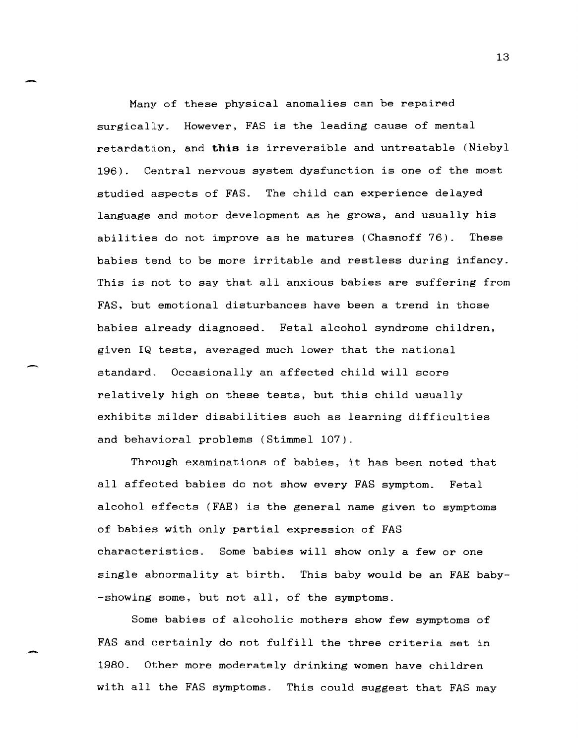Many of these physical anomalies can be repaired surgically. However, FAS is the leading cause of mental retardation, and **this** is irreversible and untreatable (Niebyl 196). Central nervous system dysfunction is one of the most studied aspects of FAS. The child can experience delayed language and motor development as he grows, and usually his abilities do not improve as he matures (Chasnoff 76). These babies tend to be more irritable and restless during infancy. This is not to say that all anxious babies are suffering from FAS, but emotional disturbances have been a trend in those babies already diagnosed. Fetal alcohol syndrome children, given IQ tests, averaged much lower that the national standard. Occasionally an affected child will score relatively high on these tests, but this child usually exhibits milder disabilities such as learning difficulties and behavioral problems (Stimmel 107).

Through examinations of babies, it has been noted that all affected babies do not show every FAS symptom. Fetal alcohol effects (FAE) is the general name given to symptoms of babies with only partial expression of FAS characteristics. Some babies will show only a few or one single abnormality at birth. This baby would be an FAE baby--showing some, but not all, of the symptoms.

Some babies of alcoholic mothers show few symptoms of FAS and certainly do not fulfill the three criteria set in 1980. Other more moderately drinking women have children with all the FAS symptoms. This could suggest that FAS may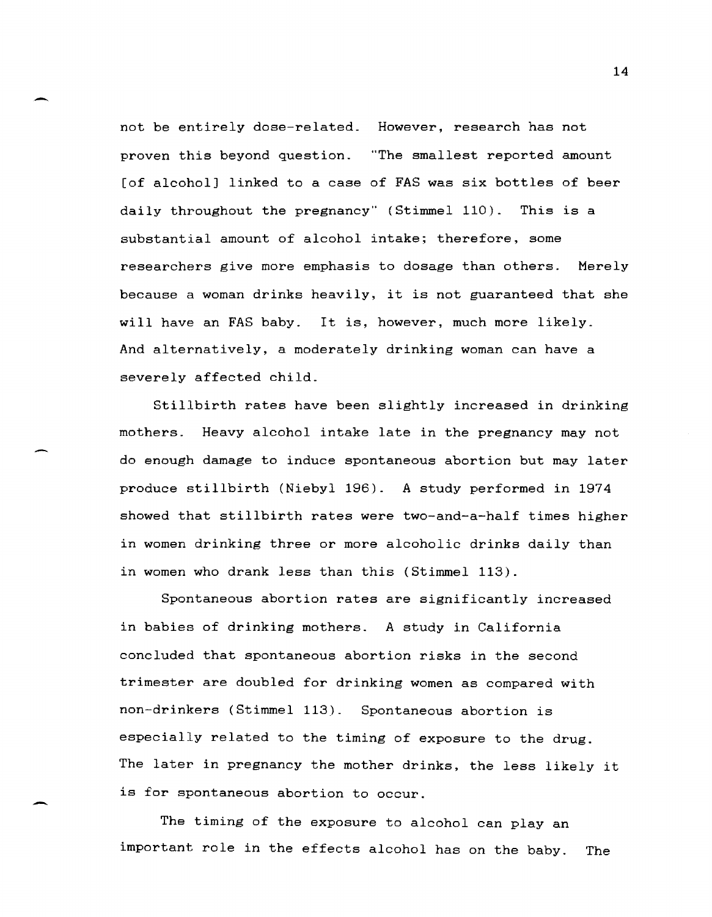not be entirely dose-related. However, research has not proven this beyond question. "The smallest reported amount [of alcohol] linked to a case of FAS was six bottles of beer daily throughout the pregnancy" (Stimmel 110). This is a substantial amount of alcohol intake; therefore, some researchers give more emphasis to dosage than others. Merely because a woman drinks heavily, it is not guaranteed that she will have an FAS baby. It is, however, much more likely. And alternatively, a moderately drinking woman can have a severely affected child.

Stillbirth rates have been slightly increased in drinking mothers. Heavy alcohol intake late in the pregnancy may not do enough damage to induce spontaneous abortion but may later produce stillbirth (Niebyl 196). A study performed in 1974 showed that stillbirth rates were two-and-a-half times higher in women drinking three or more alcoholic drinks daily than in women who drank less than this (Stimmel 113).

Spontaneous abortion rates are significantly increased in babies of drinking mothers. A study in California concluded that spontaneous abortion risks in the second trimester are doubled for drinking women as compared with non-drinkers (Stimmel 113). Spontaneous abortion is especially related to the timing of exposure to the drug. The later in pregnancy the mother drinks, the less likely it is for spontaneous abortion to occur.

The timing of the exposure to alcohol can play an important role in the effects alcohol has on the baby. The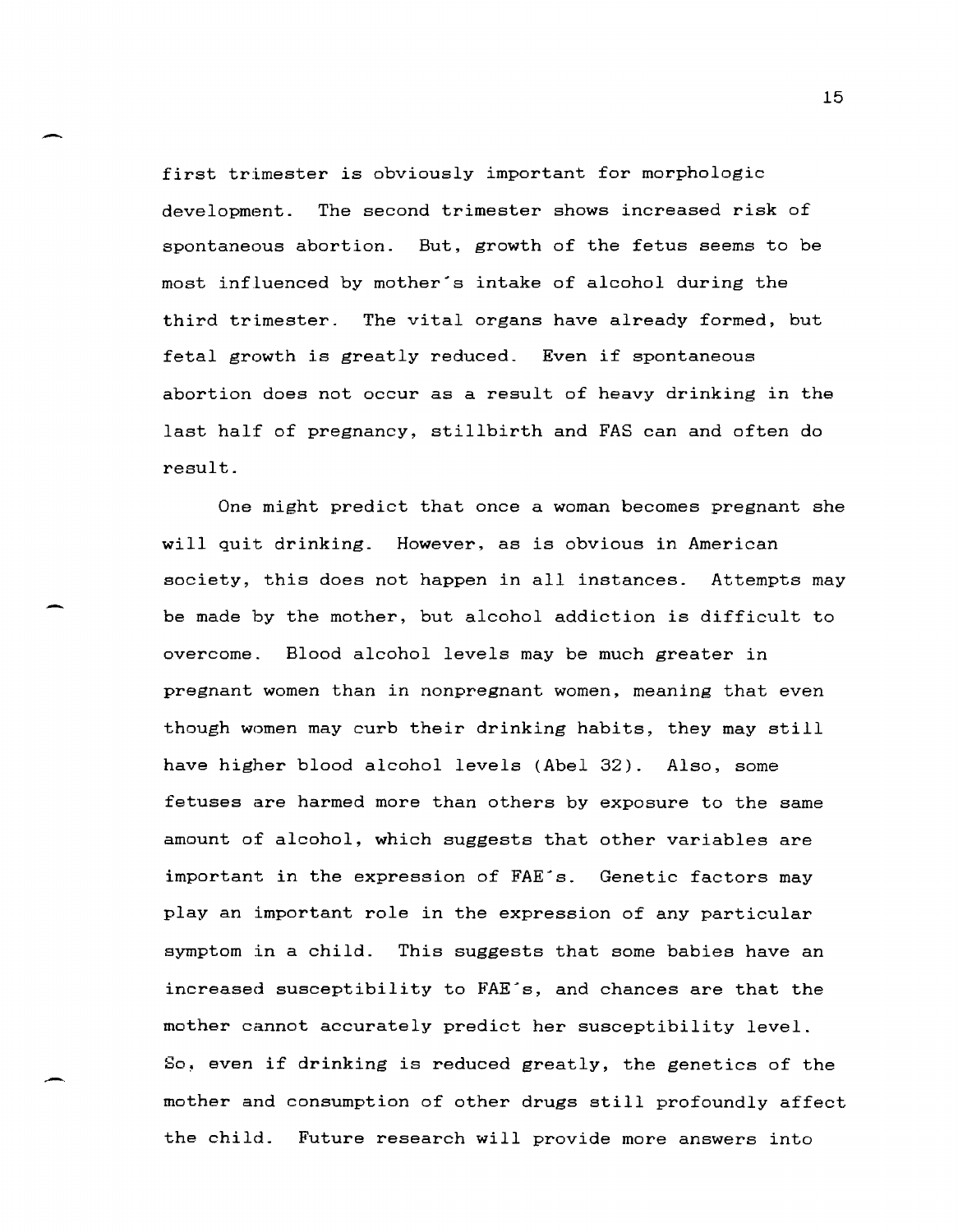first trimester is obviously important for morphologic development. The second trimester shows increased risk of spontaneous abortion. But, growth of the fetus seems to be most influenced by mother's intake of alcohol during the third trimester. The vital organs have already formed, but fetal growth is greatly reduced. Even if spontaneous abortion does not occur as a result of heavy drinking in the last half of pregnancy, stillbirth and FAS can and often do result.

One might predict that once a woman becomes pregnant she will quit drinking. However, as is obvious in American society, this does not happen in all instances. Attempts may be made by the mother, but alcohol addiction is difficult to overcome. Blood alcohol levels may be much greater in pregnant women than in nonpregnant women, meaning that even though women may curb their drinking habits, they may still have higher blood alcohol levels (Abel 32). Also, some fetuses are harmed more than others by exposure to the same amount of alcohol, which suggests that other variables are important in the expression of FAE's. Genetic factors may play an important role in the expression of any particular symptom in a child. This suggests that some babies have an increased susceptibility to FAE's, and chances are that the mother cannot accurately predict her susceptibility level. So, even if drinking is reduced greatly, the genetics of the mother and consumption of other drugs still profoundly affect the child. Future research will provide more answers into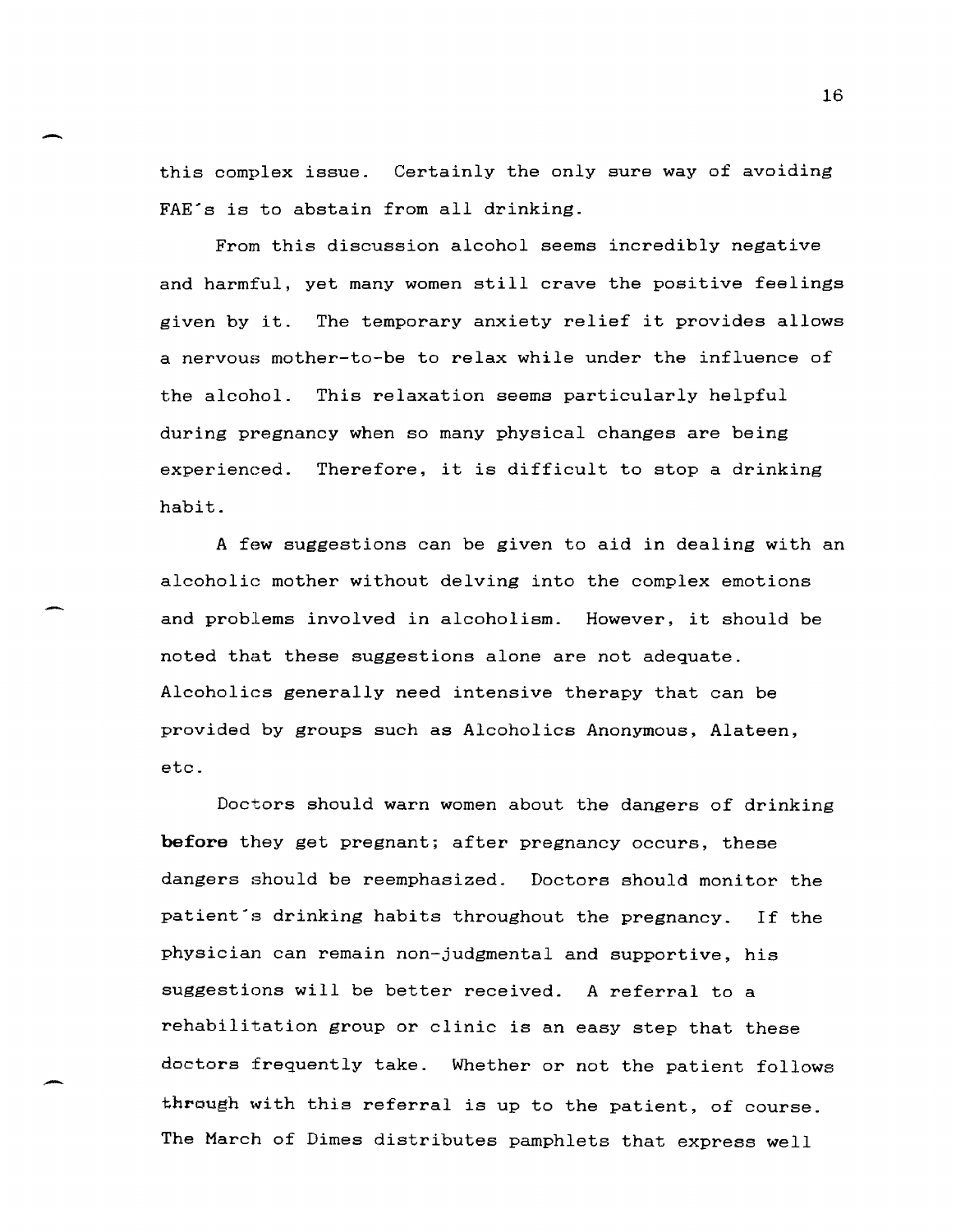this complex issue. Certainly the only sure way of avoiding FAE's is to abstain from all drinking.

From this discussion alcohol seems incredibly negative and harmful, yet many women still crave the positive feelings given by it. The temporary anxiety relief it provides allows a nervous mother-to-be to relax while under the influence of the alcohol. This relaxation seems particularly helpful during pregnancy when so many physical changes are being experienced. Therefore, it is difficult to stop a drinking habit.

A few suggestions can be given to aid in dealing with an alcoholic mother without delving into the complex emotions and problems involved in alcoholism. However, it should be noted that these suggestions alone are not adequate. Alcoholics generally need intensive therapy that can be provided by groups such as Alcoholics Anonymous, Alateen, etc.

Doctors should warn women about the dangers of drinking **before** they get pregnant; after pregnancy occurs, these dangers should be reemphasized. Doctors should monitor the patient's drinking habits throughout the pregnancy. If the physician can remain non-judgmental and supportive, his suggestions will be better received. A referral to a rehabilitation group or clinic is an easy step that these doctors frequently take. Whether or not the patient follows through with this referral is up to the patient, of course. The March of Dimes distributes pamphlets that express well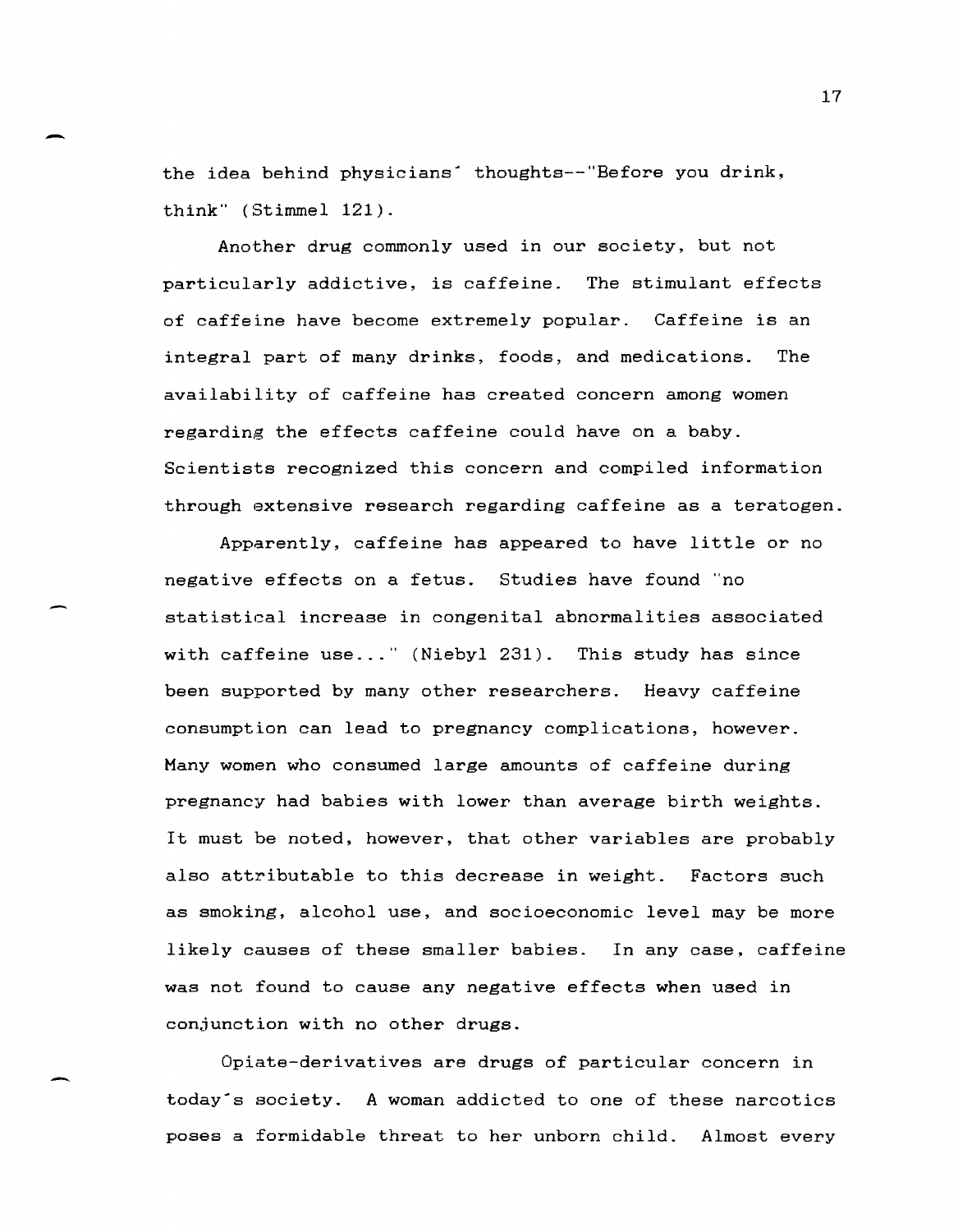the idea behind physicians' thoughts--"Before you drink, think" (Stimmel 121).

Another drug commonly used in our society, but not particularly addictive, is caffeine. The stimulant effects of caffeine have become extremely popular. Caffeine is an integral part of many drinks, foods, and medications. The availability of caffeine has created concern among women regarding the effects caffeine could have on a baby. Scientists recognized this concern and compiled information through extensive research regarding caffeine as a teratogen.

Apparently, caffeine has appeared to have little or no negative effects on a fetus. Studies have found "no statistical increase in congenital abnormalities associated with caffeine use..." (Niebyl 231). This study has since been supported by many other researchers. Heavy caffeine consumption can lead to pregnancy complications, however. Many women who consumed large amounts of caffeine during pregnancy had babies with lower than average birth weights. It must be noted, however, that other variables are probably also attributable to this decrease in weight. Factors such as smoking, alcohol use, and socioeconomic level may be more likely causes of these smaller babies. In any case, caffeine was not found to cause any negative effects when used in conjunction with no other drugs.

Opiate-derivatives are drugs of particular concern in today's society. A woman addicted to one of these narcotics poses a formidable threat to her unborn child. Almost every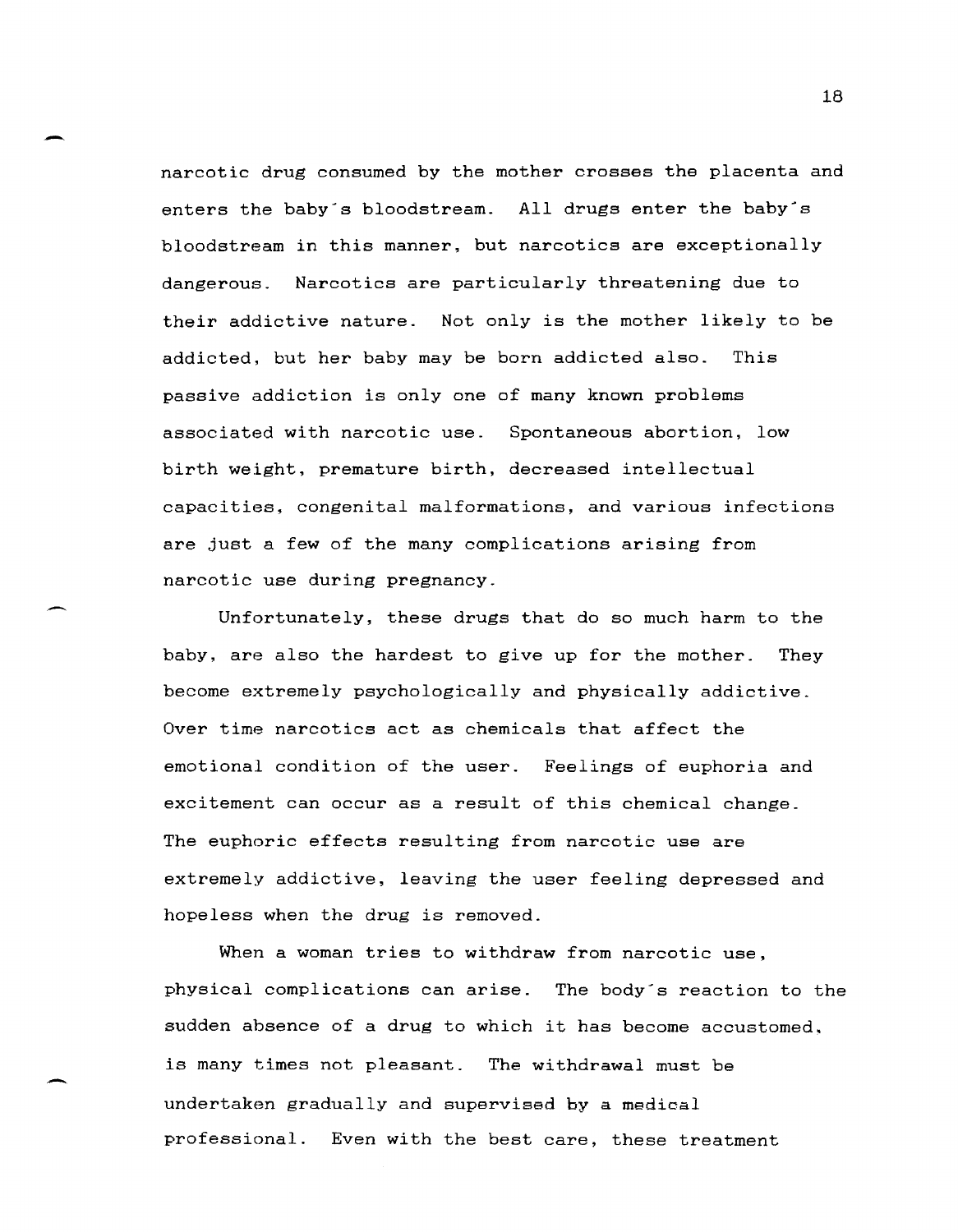narcotic drug consumed by the mother crosses the placenta and enters the baby's bloodstream. All drugs enter the baby's bloodstream in this manner, but narcotics are exceptionally dangerous. Narcotics are particularly threatening due to their addictive nature. Not only is the mother likely to be addicted, but her baby may be born addicted also. This passive addiction is only one of many known problems associated with narcotic use. Spontaneous abortion, low birth weight, premature birth, decreased intellectual capacities, congenital malformations, and various infections are just a few of the many complications arising from narcotic use during pregnancy.

Unfortunately, these drugs that do so much harm to the baby, are also the hardest to give up for the mother. They become extremely psychologically and physically addictive. Over time narcotics act as chemicals that affect the emotional condition of the user. Feelings of euphoria and excitement can occur as a result of this chemical change. The euphoric effects resulting from narcotic use are extremely addictive, leaving the user feeling depressed and hopeless when the drug is removed.

When a woman tries to withdraw from narcotic use, physical complications can arise. The body's reaction to the sudden absence of a drug to which it has become accustomed, is many times not pleasant. The withdrawal must be undertaken gradually and supervised by a medical professional. Even with the best care, these treatment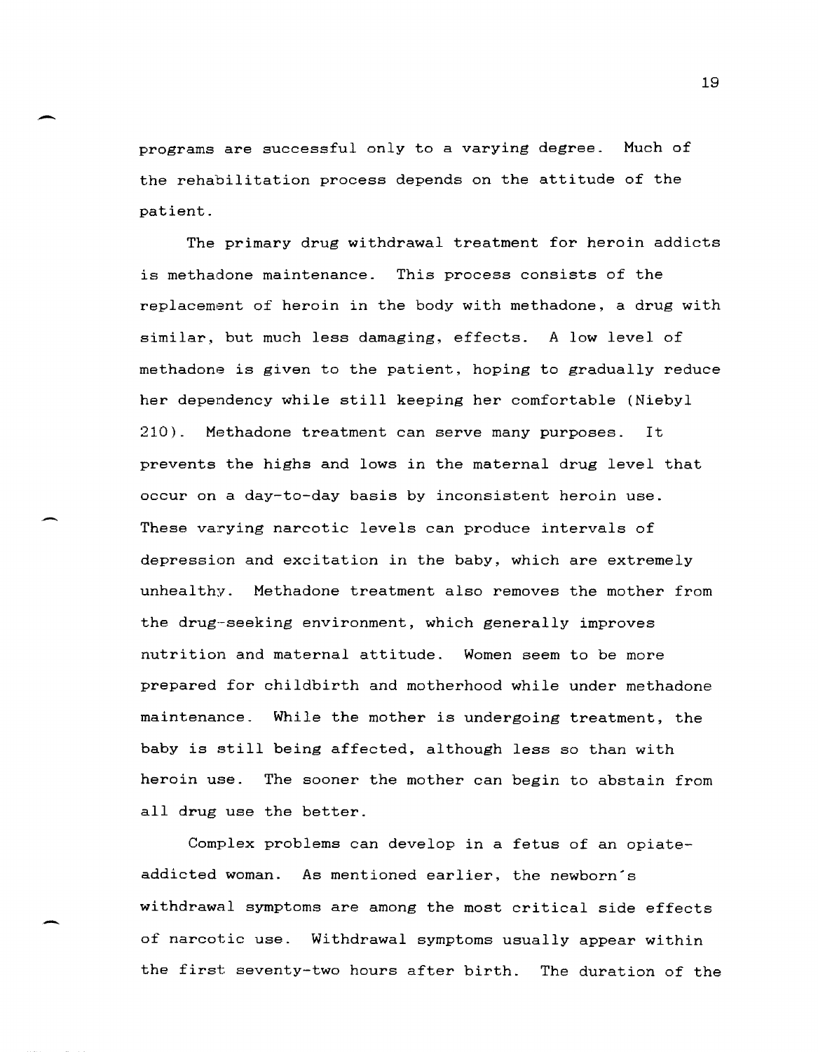programs are successful only to a varying degree. Much of the rehabilitation process depends on the attitude of the patient.

The primary drug withdrawal treatment for heroin addicts is methadone maintenance. This process consists of the replacement of heroin in the body with methadone, a drug with similar, but much less damaging, effects. A low level of methadone is given to the patient, hoping to gradually reduce her dependency while still keeping her comfortable (Niebyl 210). Methadone treatment can serve many purposes. It prevents the highs and lows in the maternal drug level that occur on a day-to-day basis by inconsistent heroin use. These varying narcotic levels can produce intervals of depression and excitation in the baby, which are extremely unhealthy. Methadone treatment also removes the mother from the drug-seeking environment, which generally improves nutrition and maternal attitude. Women seem to be more prepared for childbirth and motherhood while under methadone maintenance. While the mother is undergoing treatment, the baby is still being affected, although less so than with heroin use. The sooner the mother can begin to abstain from all drug use the better.

Complex problems can develop in a fetus of an opiate-addicted woman. As mentioned earlier, the newborn's withdrawal symptoms are among the most critical side effects of narcotic use. Withdrawal symptoms usually appear within the first seventy-two hours after birth. The duration of the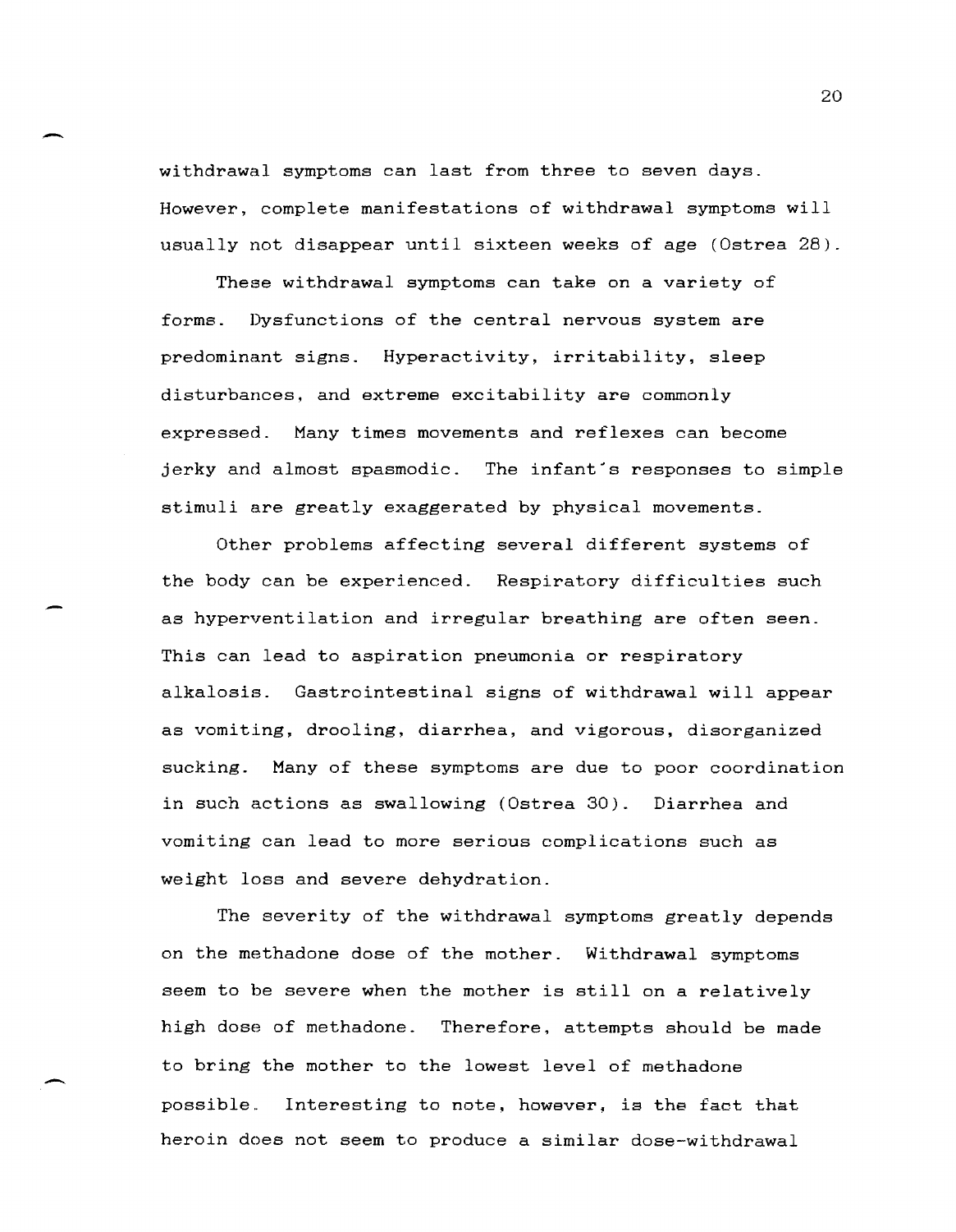withdrawal symptoms can last from three to seven days. However, complete manifestations of withdrawal symptoms will usually not disappear until sixteen weeks of age (Ostrea 28).

These withdrawal symptoms can take on a variety of forms. Dysfunctions of the central nervous system are predominant signs. Hyperactivity, irritability, sleep disturbances, and extreme excitability are commonly expressed. Many times movements and reflexes can become jerky and almost spasmodic. The infant's responses to simple stimuli are greatly exaggerated by physical movements.

Other problems affecting several different systems of the body can be experienced. Respiratory difficulties such as hyperventilation and irregular breathing are often seen. This can lead to aspiration pneumonia or respiratory alkalosis. Gastrointestinal signs of withdrawal will appear as vomiting, drooling, diarrhea, and vigorous, disorganized sucking. Many of these symptoms are due to poor coordination in such actions as swallowing (Ostrea 30). Diarrhea and vomiting can lead to more serious complications such as weight loss and severe dehydration.

The severity of the withdrawal symptoms greatly depends on the methadone dose of the mother. Withdrawal symptoms seem to be severe when the mother is still on a relatively high dose of methadone. Therefore, attempts should be made to bring the mother to the lowest level of methadone possible. Interesting to note, however, is the fact that heroin does not seem to produce a similar dose-withdrawal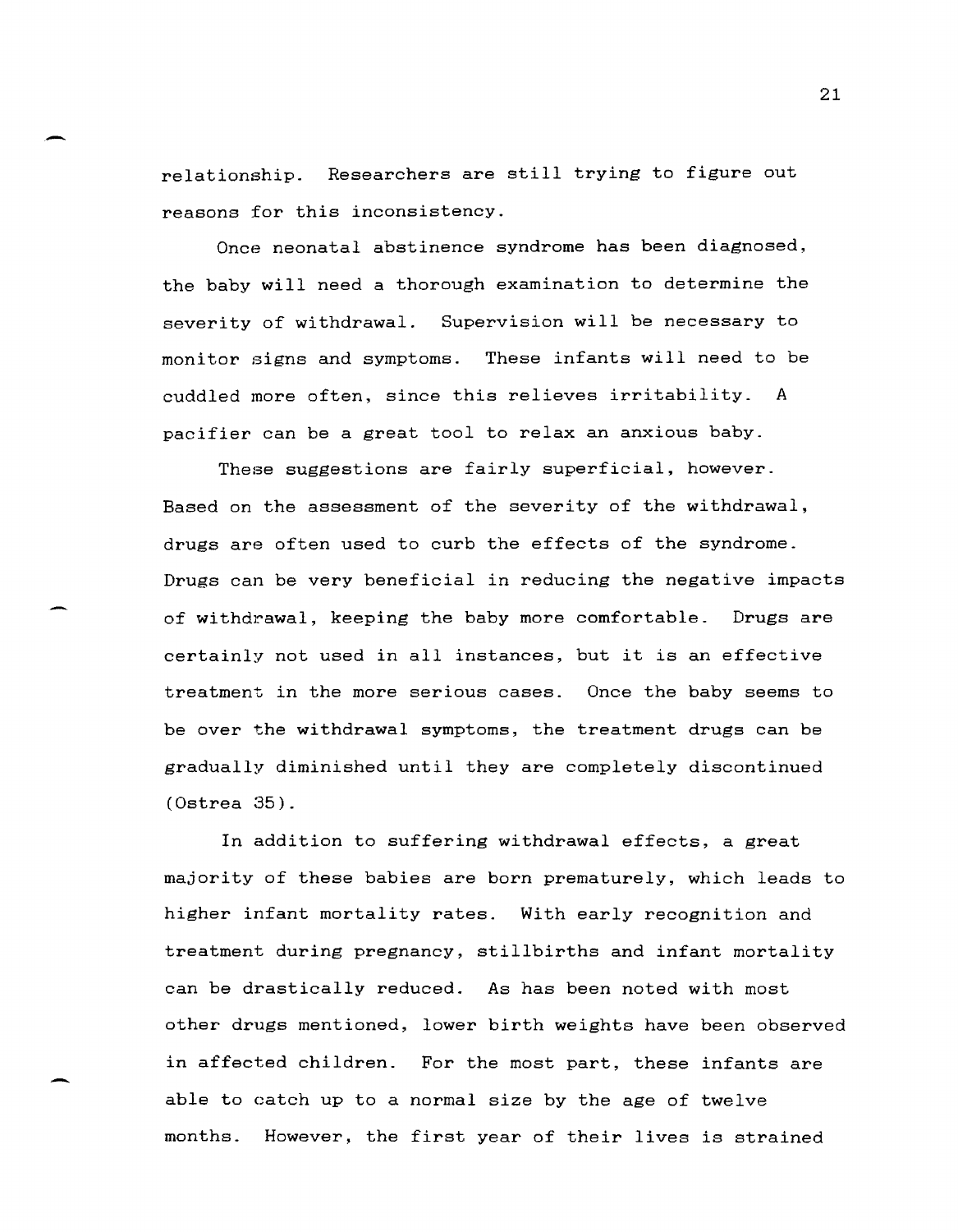relationship. Researchers are still trying to figure out reasons for this inconsistency.

Once neonatal abstinence syndrome has been diagnosed, the baby will need a thorough examination to determine the severity of withdrawal. Supervision will be necessary to monitor signs and symptoms. These infants will need to be cuddled more often, since this relieves irritability. A pacifier can be a great tool to relax an anxious baby.

These suggestions are fairly superficial, however. Based on the assessment of the severity of the withdrawal, drugs are often used to curb the effects of the syndrome. Drugs can be very beneficial in reducing the negative impacts of withdrawal, keeping the baby more comfortable. Drugs are certainly not used in all instances, but it is an effective treatment in the more serious cases. Once the baby seems to be over the withdrawal symptoms, the treatment drugs can be gradually diminished until they are completely discontinued (Ostrea 35).

In addition to suffering withdrawal effects, a great majority of these babies are born prematurely, which leads to higher infant mortality rates. With early recognition and treatment during pregnancy, stillbirths and infant mortality can be drastically reduced. As has been noted with most other drugs mentioned, lower birth weights have been observed in affected children. For the most part, these infants are able to catch up to a normal size by the age of twelve months. However, the first year of their lives is strained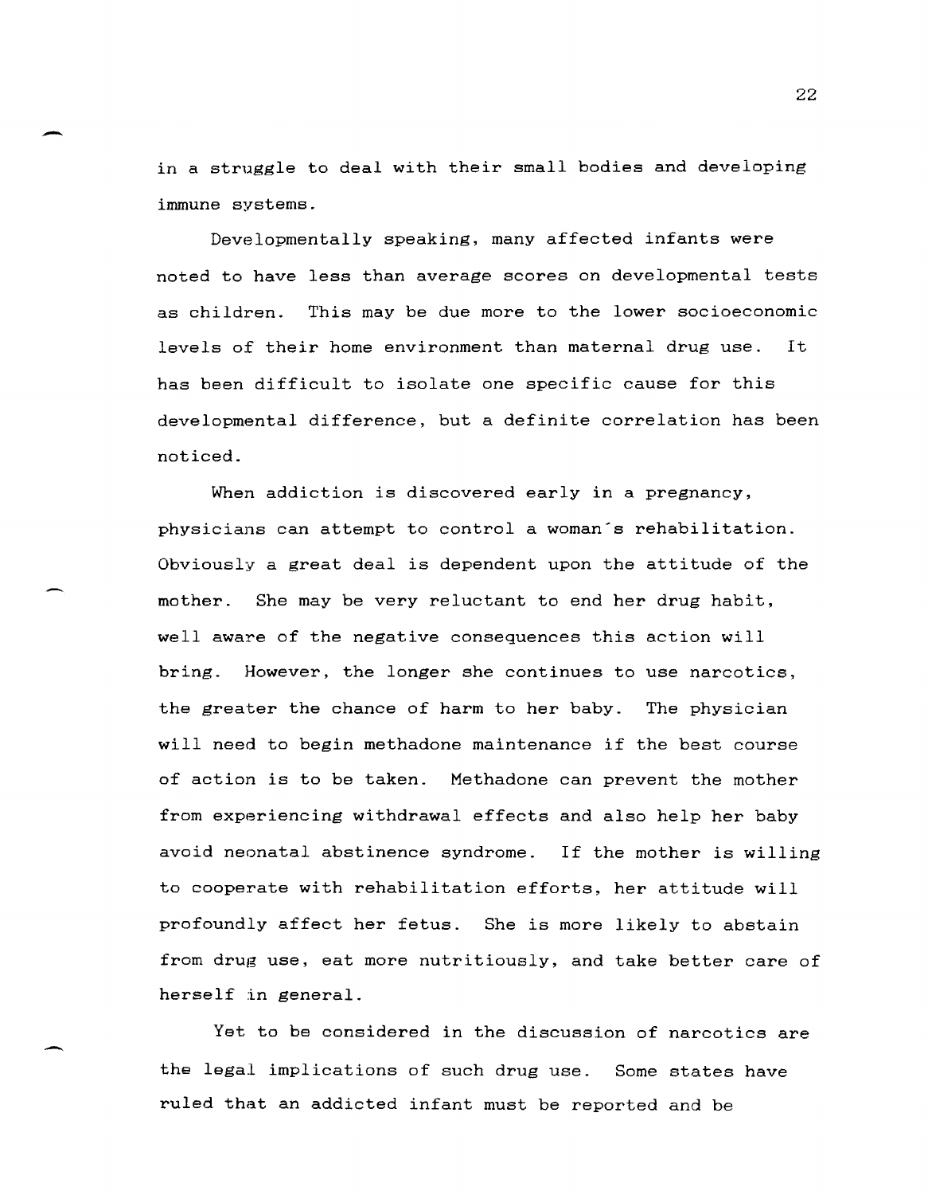in a struggle to deal with their small bodies and developing immune systems.

Developmentally speaking, many affected infants were noted to have less than average scores on developmental tests as children. This may be due more to the lower socioeconomic levels of their home environment than maternal drug use. It has been difficult to isolate one specific cause for this developmental difference, but a definite correlation has been noticed.

When addiction is discovered early in a pregnancy, physicians can attempt to control a woman's rehabilitation. Obviously a great deal is dependent upon the attitude of the mother. She may be very reluctant to end her drug habit, well aware of the negative consequences this action will bring. However, the longer she continues to use narcotics, the greater the chance of harm to her baby. The physician will need to begin methadone maintenance if the best course of action is to be taken. Methadone can prevent the mother from experiencing withdrawal effects and also help her baby avoid neonatal abstinence syndrome. If the mother is willing to cooperate with rehabilitation efforts, her attitude will profoundly affect her fetus. She is more likely to abstain from drug use, eat more nutritiously, and take better care of herself in general.

Yet to be considered in the discussion of narcotics are the legal implications of such drug use. Some states have ruled that an addicted infant must be reported and be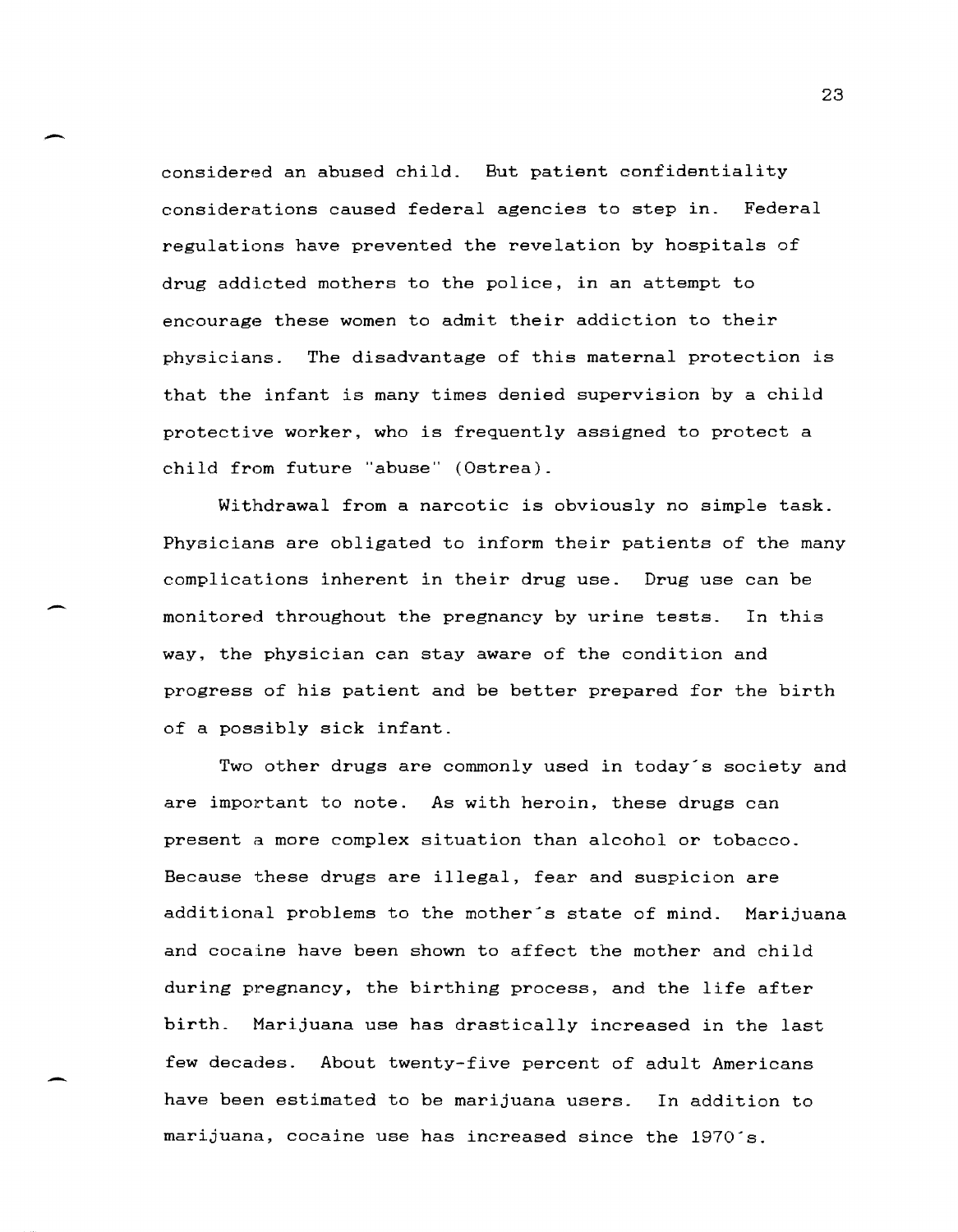considered an abused child. But patient confidentiality considerations caused federal agencies to step in. Federal regulations have prevented the revelation by hospitals of drug addicted mothers to the police, in an attempt to encourage these women to admit their addiction to their physicians. The disadvantage of this maternal protection is that the infant is many times denied supervision by a child protective worker, who is frequently assigned to protect a child from future "abuse" (Ostrea).

Withdrawal from a narcotic is obviously no simple task. Physicians are obligated to inform their patients of the many complications inherent in their drug use. Drug use can be monitored throughout the pregnancy by urine tests. In this way, the physician can stay aware of the condition and progress of his patient and be better prepared for the birth of a possibly sick infant.

Two other drugs are commonly used in today's society and are important to note. As with heroin, these drugs can present a more complex situation than alcohol or tobacco. Because these drugs are illegal, fear and suspicion are additional problems to the mother's state of mind. Marijuana and cocaine have been shown to affect the mother and child during pregnancy, the birthing process, and the life after birth. Marijuana use has drastically increased in the last few decades. About twenty-five percent of adult Americans have been estimated to be marijuana users. In addition to marijuana, cocaine use has increased since the 1970's.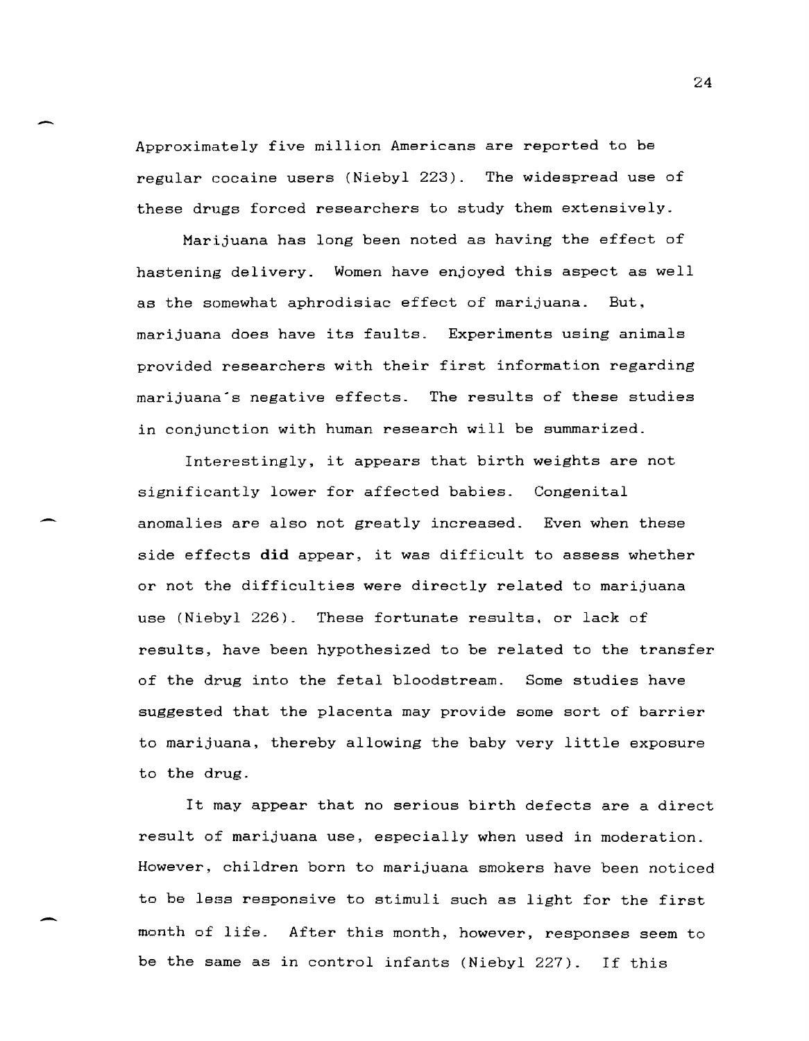Approximately five million Americans are reported to be regular cocaine users (Niebyl 223). The widespread use of these drugs forced researchers to study them extensively.

Marijuana has long been noted as having the effect of hastening delivery. Women have enjoyed this aspect as well as the somewhat aphrodisiac effect of marijuana. But, marijuana does have its faults. Experiments using animals provided researchers with their first information regarding marijuana's negative effects. The results of these studies in conjunction with human research will be summarized.

Interestingly, it appears that birth weights are not significantly lower for affected babies. Congenital anomalies are also not greatly increased. Even when these side effects **did** appear, it was difficult to assess whether or not the difficulties were directly related to marijuana use (Niebyl 226). These fortunate results, or lack of results, have been hypothesized to be related to the transfer of the drug into the fetal bloodstream. Some studies have suggested that the placenta may provide some sort of barrier to marijuana, thereby allowing the baby very little exposure to the drug.

It may appear that no serious birth defects are a direct result of marijuana use, especially when used in moderation. However, children born to marijuana smokers have been noticed to be less responsive to stimuli such as light for the first month of life. After this month, however, responses seem to be the same as in control infants (Niebyl 227). If this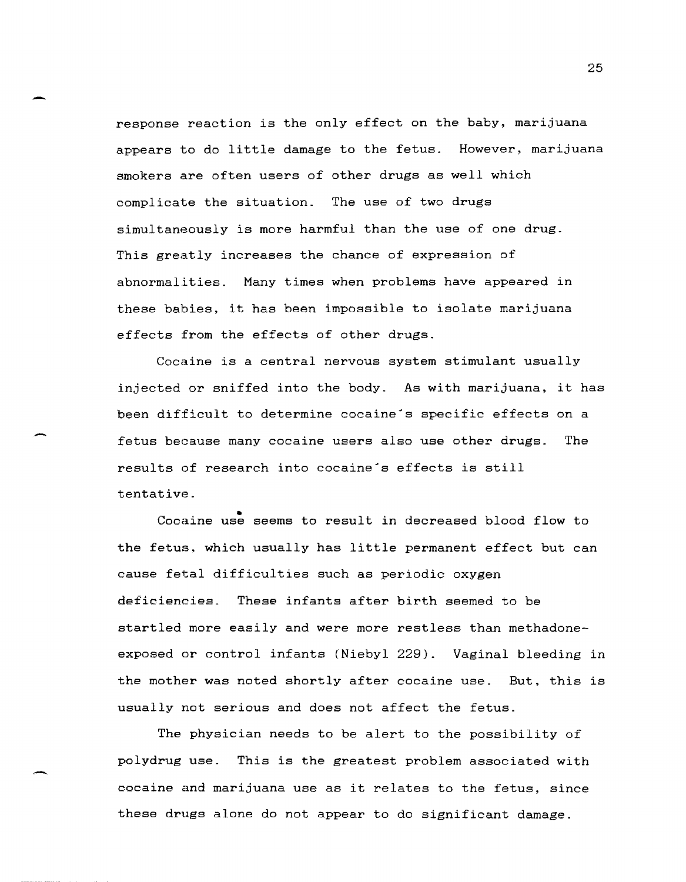response reaction is the only effect on the baby, marijuana appears to do little damage to the fetus. However, marijuana smokers are often users of other drugs as well which complicate the situation. The use of two drugs simultaneously is more harmful than the use of one drug. This greatly increases the chance of expression of abnormalities. Many times when problems have appeared in these babies, it has been impossible to isolate marijuana effects from the effects of other drugs.

Cocaine is a central nervous system stimulant usually injected or sniffed into the body. As with marijuana, it has been difficult to determine cocaine's specific effects on a fetus because many cocaine users also use other drugs. The results of research into cocaine's effects is still tentative.

Cocaine use seems to result in decreased blood flow to the fetus, which usually has little permanent effect but can cause fetal difficulties such as periodic oxygen deficiencies. These infants after birth seemed to be startled more easily and were more restless than methadone-exposed or control infants (Niebyl 229). Vaginal bleeding in the mother was noted shortly after cocaine use. But, this is usually not serious and does not affect the fetus.

The physician needs to be alert to the possibility of polydrug use. This is the greatest problem associated with cocaine and marijuana use as it relates to the fetus, since these drugs alone do not appear to do significant damage.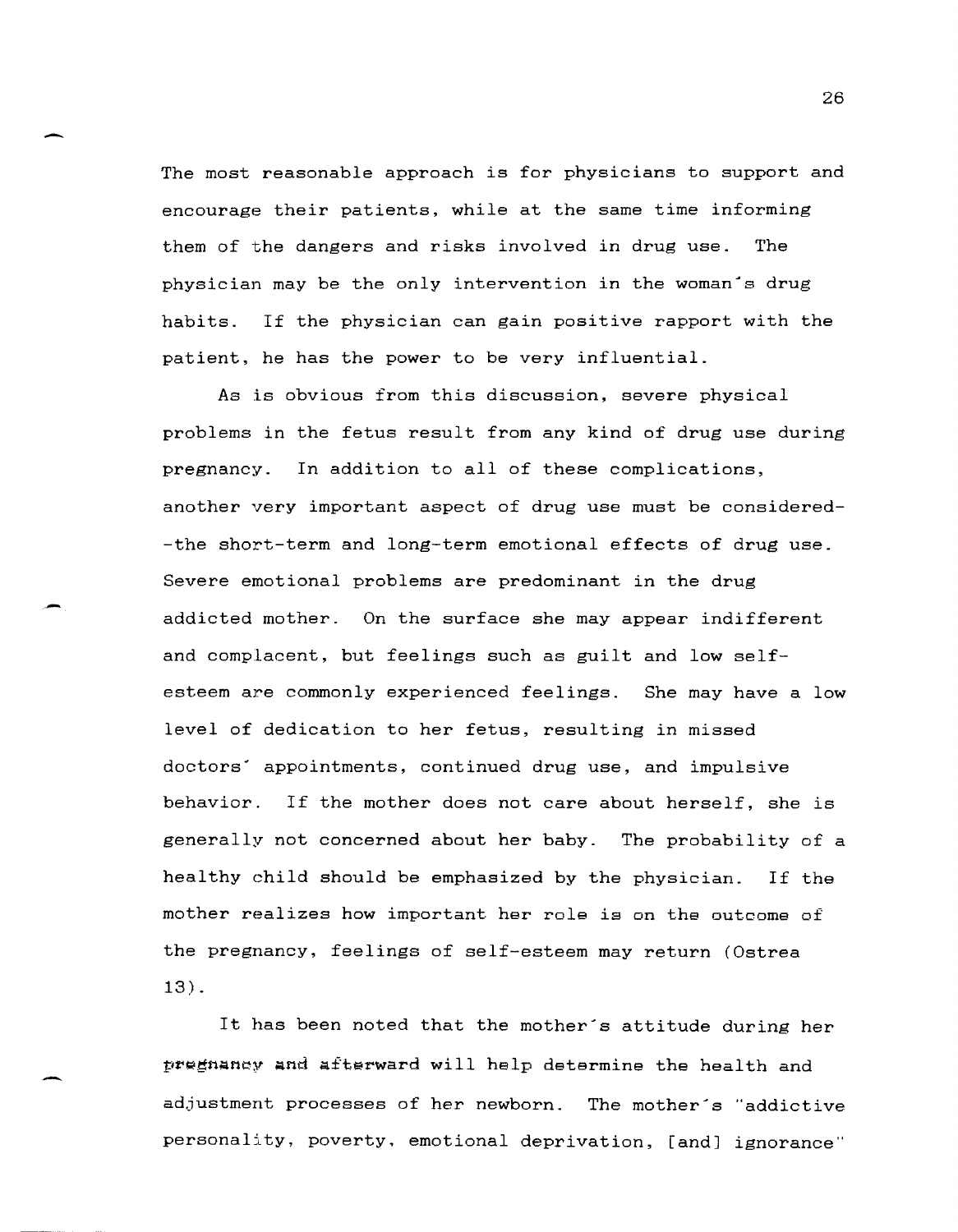The most reasonable approach is for physicians to support and encourage their patients, while at the same time informing them of the dangers and risks involved in drug use. The physician may be the only intervention in the woman's drug habits. If the physician can gain positive rapport with the patient, he has the power to be very influential.

As is obvious from this discussion, severe physical problems in the fetus result from any kind of drug use during pregnancy. In addition to all of these complications, another very important aspect of drug use must be considered--the short-term and long-term emotional effects of drug use. Severe emotional problems are predominant in the drug addicted mother. On the surface she may appear indifferent and complacent, but feelings such as guilt and low self-esteem are commonly experienced feelings. She may have a low level of dedication to her fetus, resulting in missed doctors' appointments, continued drug use, and impulsive behavior. If the mother does not care about herself, she is generally not concerned about her baby. The probability of a healthy child should be emphasized by the physician. If the mother realizes how important her role is on the outcome of the pregnancy, feelings of self-esteem may return (Ostrea 13).

It has been noted that the mother's attitude during her pregnancy and afterward will help determine the health and adjustment processes of her newborn. The mother's "addictive personality, poverty, emotional deprivation, [and] ignorance"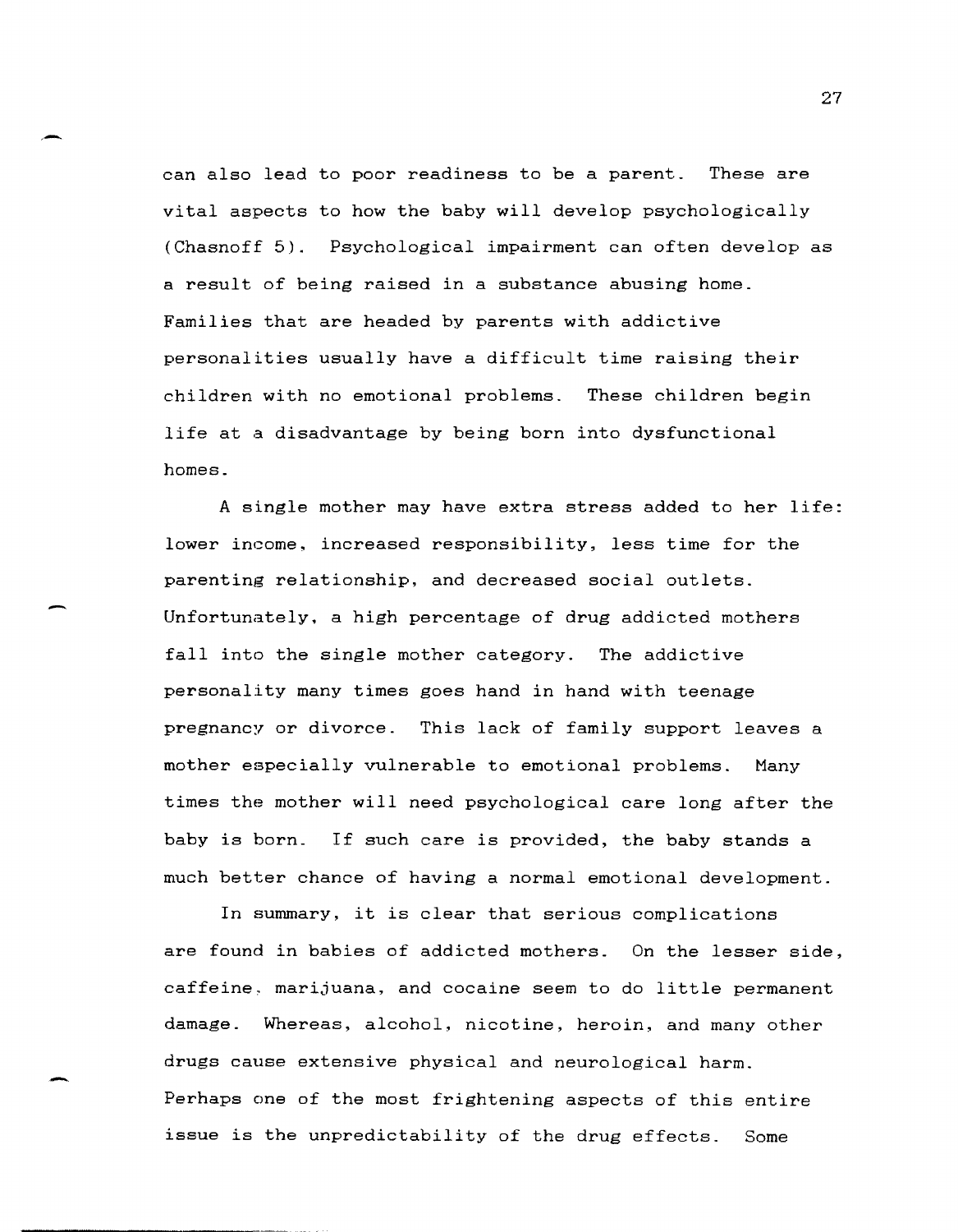can also lead to poor readiness to be a parent. These are vital aspects to how the baby will develop psychologically (Chasnoff 5). Psychological impairment can often develop as a result of being raised in a substance abusing home. Families that are headed by parents with addictive personalities usually have a difficult time raising their children with no emotional problems. These children begin life at a disadvantage by being born into dysfunctional homes.

A single mother may have extra stress added to her life: lower income, increased responsibility, less time for the parenting relationship, and decreased social outlets. Unfortunately, a high percentage of drug addicted mothers fall into the single mother category. The addictive personality many times goes hand in hand with teenage pregnancy or divorce. This lack of family support leaves a mother especially vulnerable to emotional problems. Many times the mother will need psychological care long after the baby is born. If such care is provided, the baby stands a much better chance of having a normal emotional development.

In summary, it is clear that serious complications are found in babies of addicted mothers. On the lesser side, caffeine, marijuana, and cocaine seem to do little permanent damage. Whereas, alcohol, nicotine, heroin, and many other drugs cause extensive physical and neurological harm. Perhaps one of the most frightening aspects of this entire issue is the unpredictability of the drug effects. Some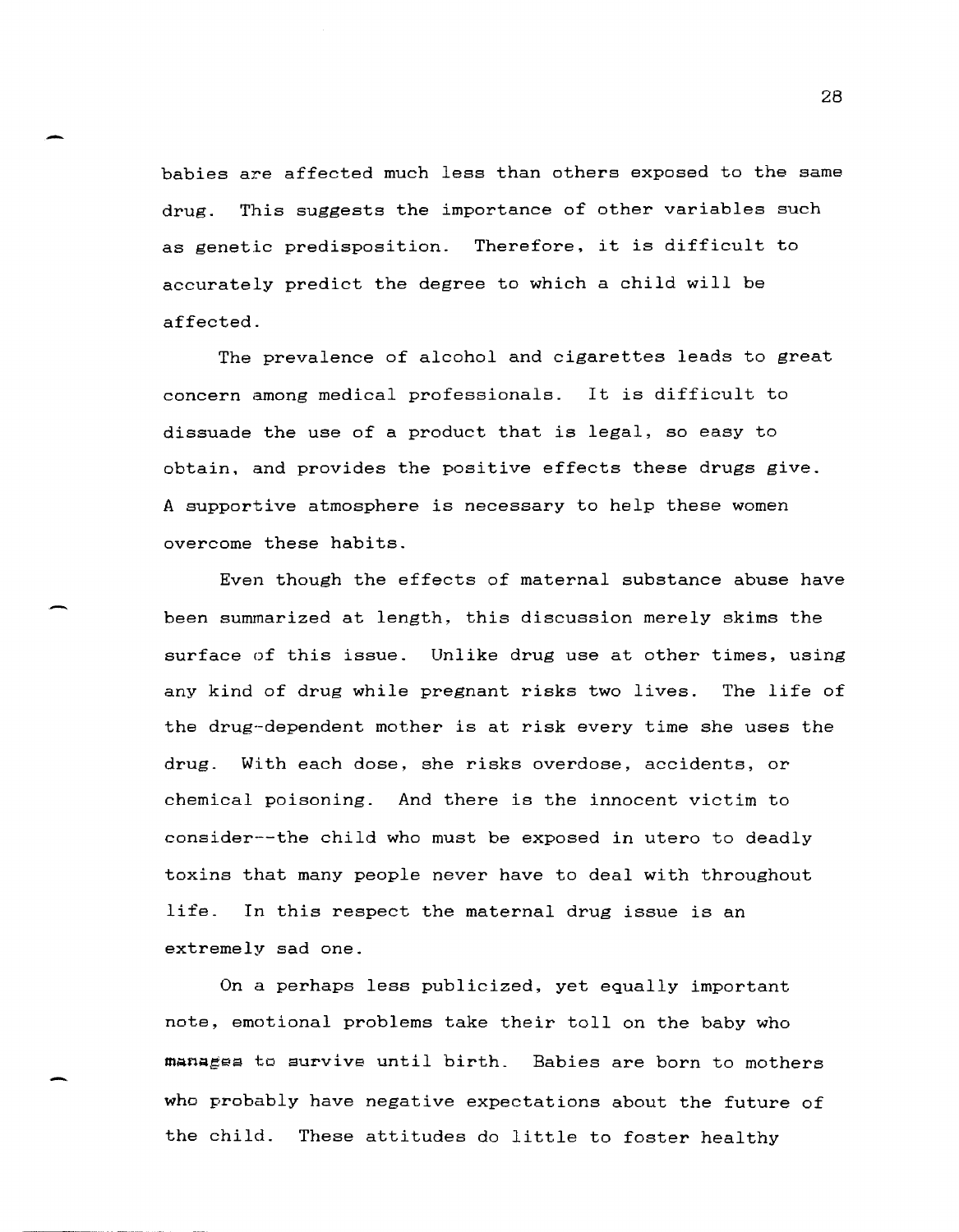babies are affected much less than others exposed to the same drug. This suggests the importance of other variables such as genetic predisposition. Therefore, it is difficult to accurately predict the degree to which a child will be affected.

The prevalence of alcohol and cigarettes leads to great concern among medical professionals. It is difficult to dissuade the use of a product that is legal, so easy to obtain, and provides the positive effects these drugs give. A supportive atmosphere is necessary to help these women overcome these habits.

Even though the effects of maternal substance abuse have been summarized at length, this discussion merely skims the surface of this issue. Unlike drug use at other times, using any kind of drug while pregnant risks two lives. The life of the drug-dependent mother is at risk every time she uses the drug. With each dose, she risks overdose, accidents, or chemical poisoning. And there is the innocent victim to consider--the child who must be exposed in utero to deadly toxins that many people never have to deal with throughout life. In this respect the maternal drug issue is an extremely sad one.

On a perhaps less publicized, yet equally important note, emotional problems take their toll on the baby who manages to survive until birth. Babies are born to mothers who probably have negative expectations about the future of the child. These attitudes do little to foster healthy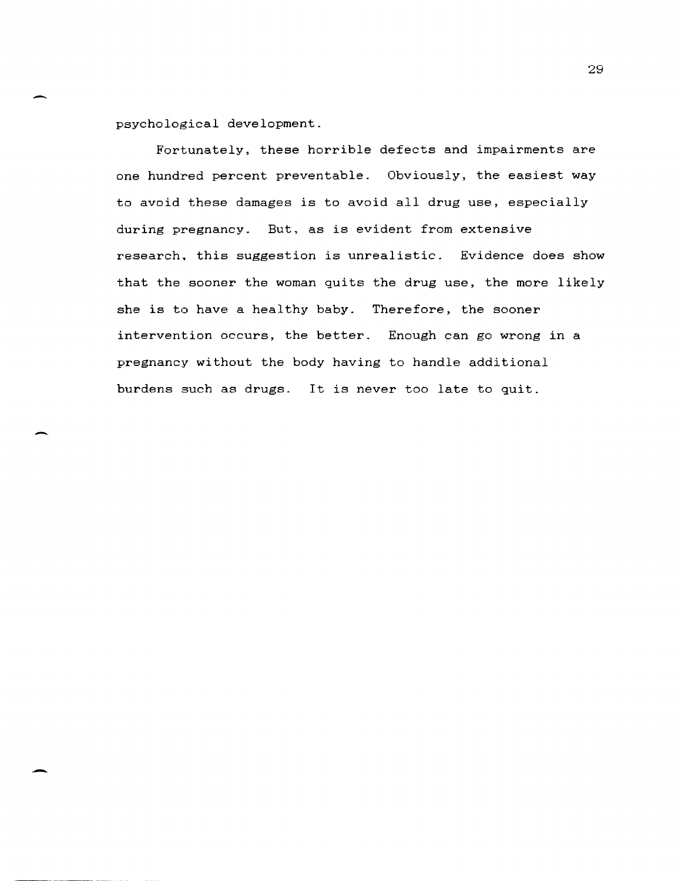psychological development.

Fortunately, these horrible defects and impairments are one hundred percent preventable. Obviously, the easiest way to avoid these damages is to avoid all drug use, especially during pregnancy. But, as is evident from extensive research, this suggestion is unrealistic. Evidence does show that the sooner the woman quits the drug use, the more likely she is to have a healthy baby. Therefore, the sooner intervention occurs, the better. Enough can go wrong in a pregnancy without the body having to handle additional burdens such as drugs. It is never too late to quit.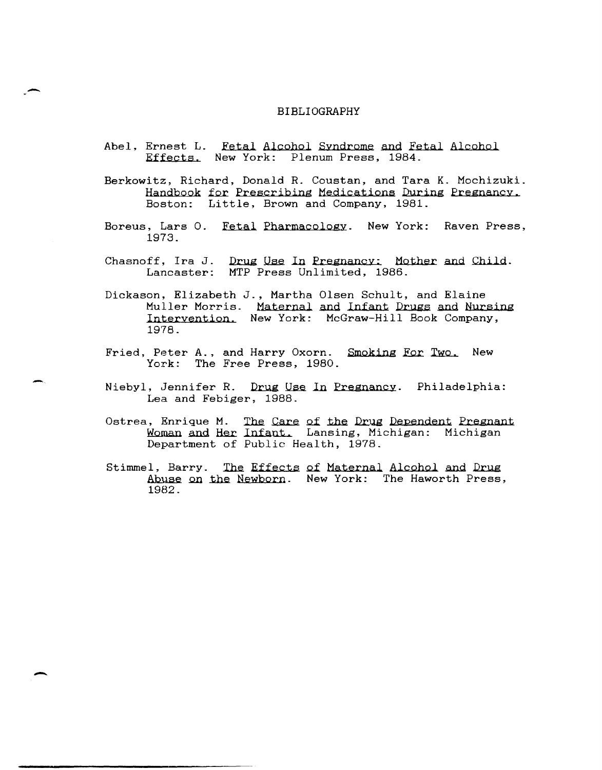# BIBLIOGRAPHY

Abel, Ernest L. Fetal Alcohol Syndrome and Fetal Alcohol Effects. New York: Plenum Press, 1984.

Berkowitz, Richard, Donald R. Coustan, and Tara K. Mochizuki. Handbook for Prescribing Medications During Pregnancy. Boston: Little, Brown and Company, 1981.

Boreus, Lars O. Fetal Pharmacology. New York: Raven Press, 1973.

Chasnoff, Ira J. Drug Use In Pregnancy: Mother and Child. Lancaster: MTP Press Unlimited, 1986.

Dickason, Elizabeth J., Martha Olsen Schult, and Elaine Muller Morris. Maternal and Infant Drugs and Nursing Intervention. New York: McGraw-Hill Book Company, 1978.

Fried, Peter A., and Harry Oxorn. Smoking For Two. New York: The Free Press, 1980.

Niebyl, Jennifer R. Drug Use In Pregnancy. Philadelphia: Lea and Febiger, 1988.

Ostrea, Enrique M. The Care of the Drug Dependent Pregnant Woman and Her Infant. Lansing, Michigan: Michigan Department of Public Health, 1978.

Stimmel, Barry. The Effects of Maternal Alcohol and Drug Abuse on the Newborn. New York: The Haworth Press, 1982.